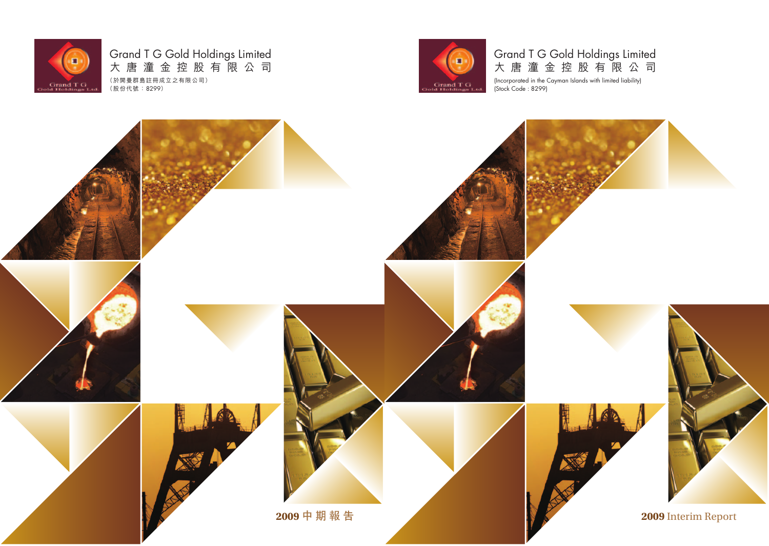Grand T G Gold Holdings Limited
大唐潼金控股有限公司
（於開曼群島註冊成立之有限公司）
（股份代號：8299）

# 2009 中期報告

Grand T G Gold Holdings Limited
大唐潼金控股有限公司
(Incorporated in the Cayman Islands with limited liability)
(Stock Code : 8299)

# 2009 Interim Report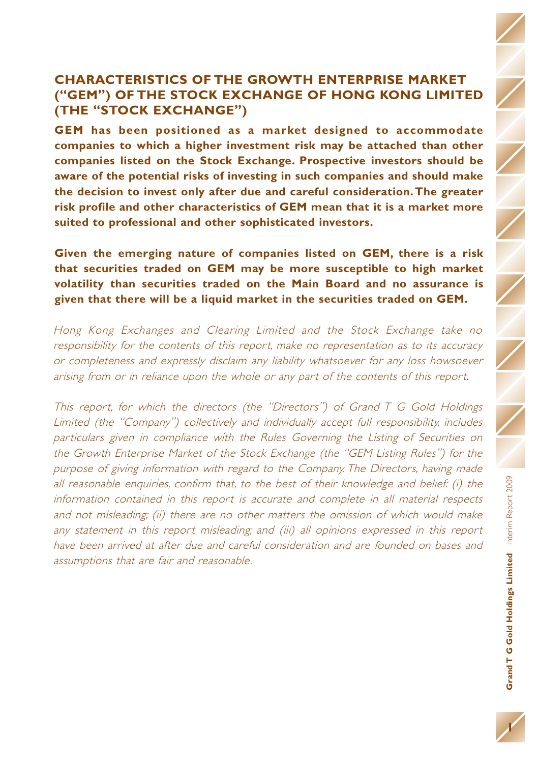## CHARACTERISTICS OF THE GROWTH ENTERPRISE MARKET ("GEM") OF THE STOCK EXCHANGE OF HONG KONG LIMITED (THE "STOCK EXCHANGE")

**GEM has been positioned as a market designed to accommodate companies to which a higher investment risk may be attached than other companies listed on the Stock Exchange. Prospective investors should be aware of the potential risks of investing in such companies and should make the decision to invest only after due and careful consideration. The greater risk profile and other characteristics of GEM mean that it is a market more suited to professional and other sophisticated investors.**

**Given the emerging nature of companies listed on GEM, there is a risk that securities traded on GEM may be more susceptible to high market volatility than securities traded on the Main Board and no assurance is given that there will be a liquid market in the securities traded on GEM.**

*Hong Kong Exchanges and Clearing Limited and the Stock Exchange take no responsibility for the contents of this report, make no representation as to its accuracy or completeness and expressly disclaim any liability whatsoever for any loss howsoever arising from or in reliance upon the whole or any part of the contents of this report.*

*This report, for which the directors (the "Directors") of Grand T G Gold Holdings Limited (the "Company") collectively and individually accept full responsibility, includes particulars given in compliance with the Rules Governing the Listing of Securities on the Growth Enterprise Market of the Stock Exchange (the "GEM Listing Rules") for the purpose of giving information with regard to the Company. The Directors, having made all reasonable enquiries, confirm that, to the best of their knowledge and belief: (i) the information contained in this report is accurate and complete in all material respects and not misleading; (ii) there are no other matters the omission of which would make any statement in this report misleading; and (iii) all opinions expressed in this report have been arrived at after due and careful consideration and are founded on bases and assumptions that are fair and reasonable.*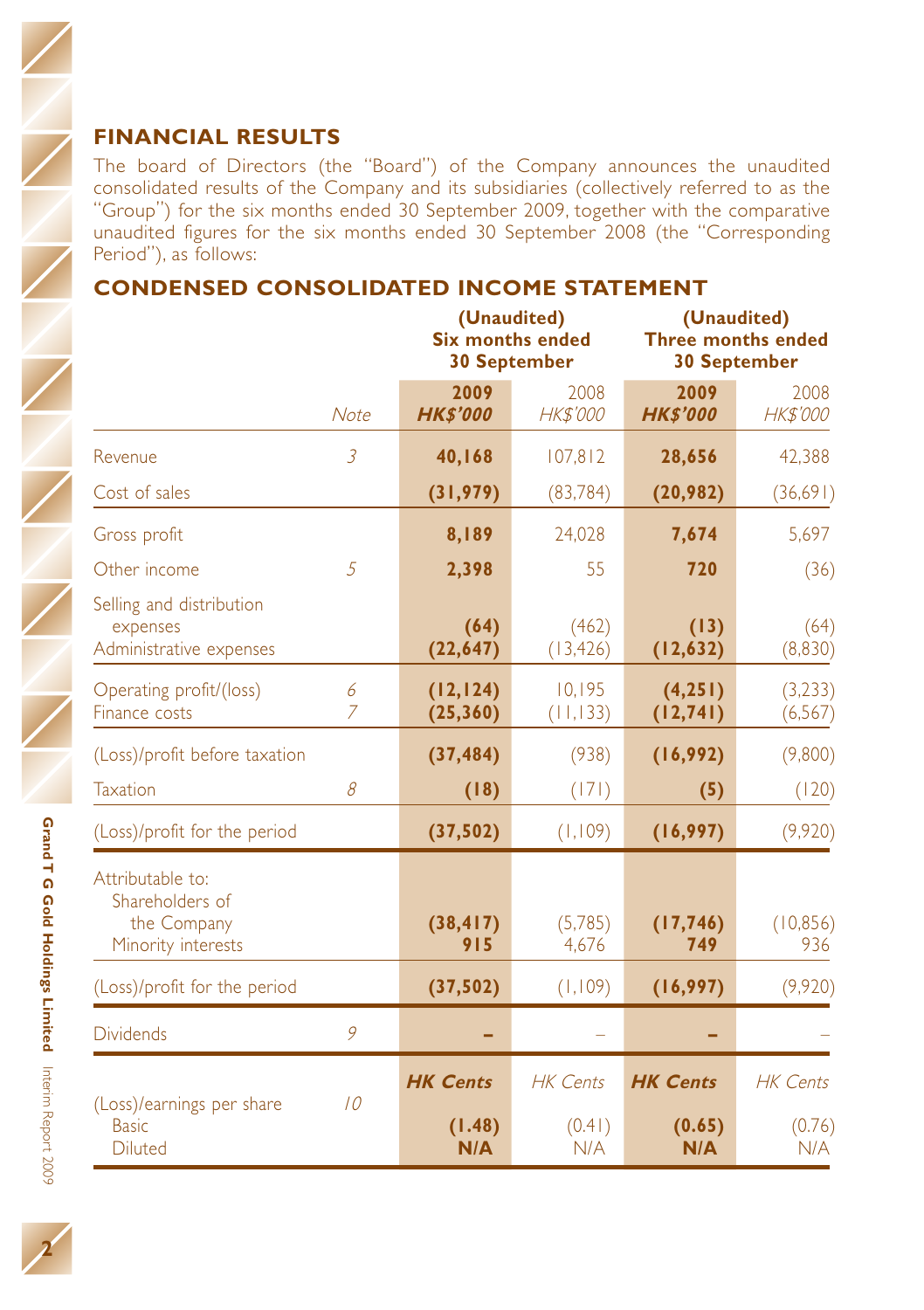## FINANCIAL RESULTS

The board of Directors (the "Board") of the Company announces the unaudited consolidated results of the Company and its subsidiaries (collectively referred to as the "Group") for the six months ended 30 September 2009, together with the comparative unaudited figures for the six months ended 30 September 2008 (the "Corresponding Period"), as follows:

## CONDENSED CONSOLIDATED INCOME STATEMENT

| | | (Unaudited) Six months ended 30 September | | (Unaudited) Three months ended 30 September | |
|---|---|---|---|---|---|
| | Note | **2009** **HK$'000** | 2008 HK$'000 | **2009** **HK$'000** | 2008 HK$'000 |
| Revenue | 3 | **40,168** | 107,812 | **28,656** | 42,388 |
| Cost of sales | | **(31,979)** | (83,784) | **(20,982)** | (36,691) |
| Gross profit | | **8,189** | 24,028 | **7,674** | 5,697 |
| Other income | 5 | **2,398** | 55 | **720** | (36) |
| Selling and distribution expenses | | **(64)** | (462) | **(13)** | (64) |
| Administrative expenses | | **(22,647)** | (13,426) | **(12,632)** | (8,830) |
| Operating profit/(loss) | 6 | **(12,124)** | 10,195 | **(4,251)** | (3,233) |
| Finance costs | 7 | **(25,360)** | (11,133) | **(12,741)** | (6,567) |
| (Loss)/profit before taxation | | **(37,484)** | (938) | **(16,992)** | (9,800) |
| Taxation | 8 | **(18)** | (171) | **(5)** | (120) |
| (Loss)/profit for the period | | **(37,502)** | (1,109) | **(16,997)** | (9,920) |
| Attributable to: | | | | | |
| Shareholders of the Company | | **(38,417)** | (5,785) | **(17,746)** | (10,856) |
| Minority interests | | **915** | 4,676 | **749** | 936 |
| (Loss)/profit for the period | | **(37,502)** | (1,109) | **(16,997)** | (9,920) |
| Dividends | 9 | **–** | – | **–** | – |
| | | **HK Cents** | HK Cents | **HK Cents** | HK Cents |
| (Loss)/earnings per share | 10 | | | | |
| Basic | | **(1.48)** | (0.41) | **(0.65)** | (0.76) |
| Diluted | | **N/A** | N/A | **N/A** | N/A |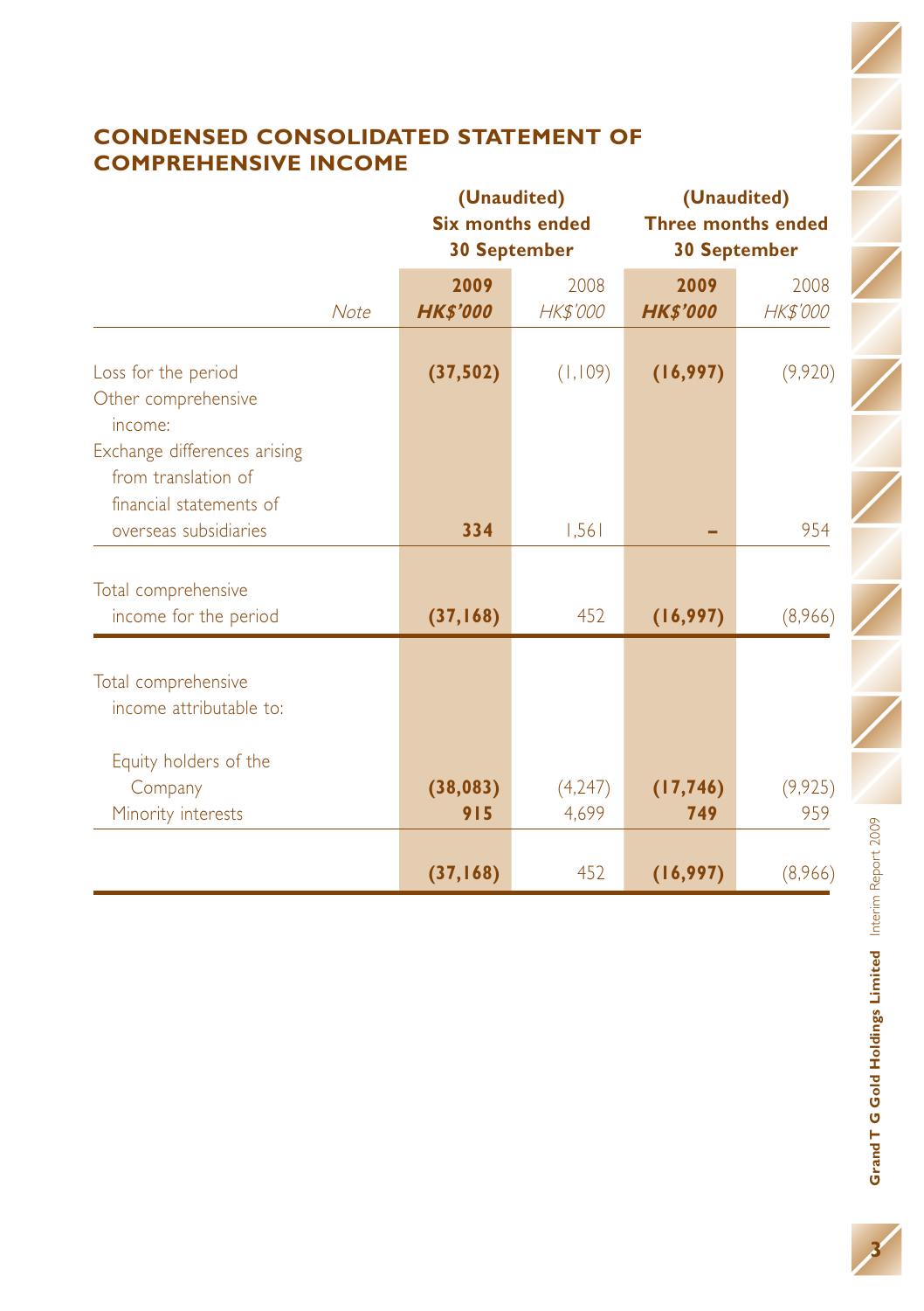## CONDENSED CONSOLIDATED STATEMENT OF COMPREHENSIVE INCOME

| | Note | (Unaudited) Six months ended 30 September | | (Unaudited) Three months ended 30 September | |
|---|---|---|---|---|---|
| | | **2009** | 2008 | **2009** | 2008 |
| | | ***HK$'000*** | *HK$'000* | ***HK$'000*** | *HK$'000* |
| Loss for the period | | **(37,502)** | (1,109) | **(16,997)** | (9,920) |
| Other comprehensive income: | | | | | |
| Exchange differences arising from translation of financial statements of overseas subsidiaries | | **334** | 1,561 | **–** | 954 |
| Total comprehensive income for the period | | **(37,168)** | 452 | **(16,997)** | (8,966) |
| Total comprehensive income attributable to: | | | | | |
| Equity holders of the Company | | **(38,083)** | (4,247) | **(17,746)** | (9,925) |
| Minority interests | | **915** | 4,699 | **749** | 959 |
| | | **(37,168)** | 452 | **(16,997)** | (8,966) |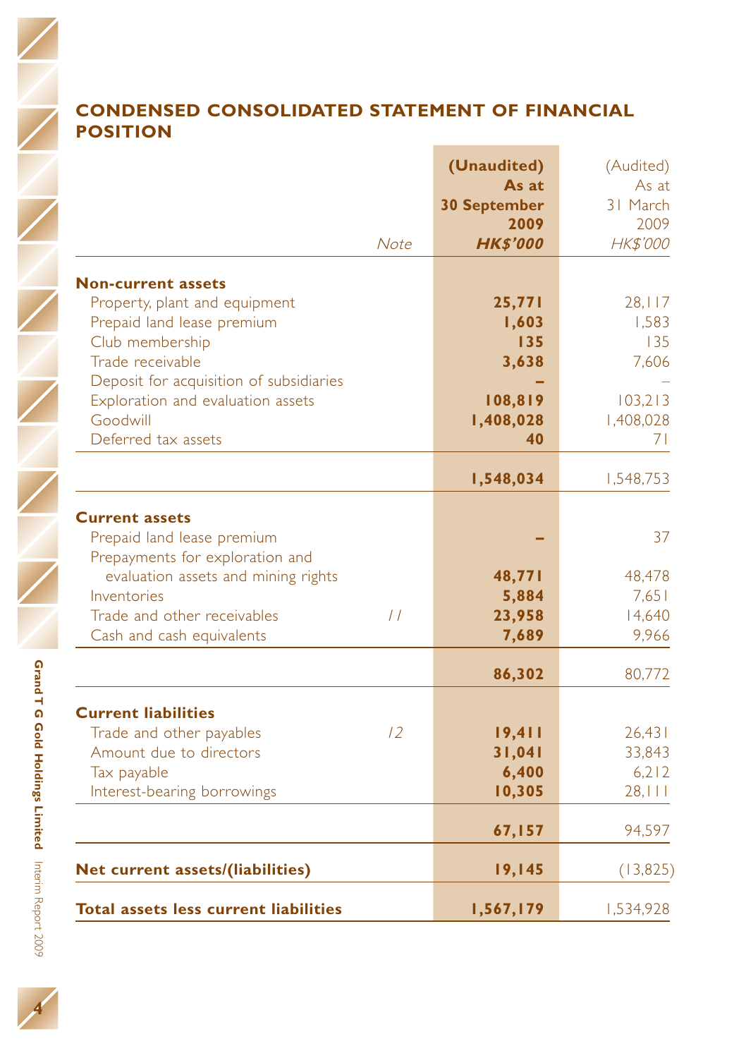## CONDENSED CONSOLIDATED STATEMENT OF FINANCIAL POSITION

| | Note | **(Unaudited) As at 30 September 2009 *HK$'000*** | (Audited) As at 31 March 2009 *HK$'000* |
|---|---|---|---|
| **Non-current assets** | | | |
| Property, plant and equipment | | **25,771** | 28,117 |
| Prepaid land lease premium | | **1,603** | 1,583 |
| Club membership | | **135** | 135 |
| Trade receivable | | **3,638** | 7,606 |
| Deposit for acquisition of subsidiaries | | **–** | – |
| Exploration and evaluation assets | | **108,819** | 103,213 |
| Goodwill | | **1,408,028** | 1,408,028 |
| Deferred tax assets | | **40** | 71 |
| | | **1,548,034** | 1,548,753 |
| **Current assets** | | | |
| Prepaid land lease premium | | **–** | 37 |
| Prepayments for exploration and evaluation assets and mining rights | | **48,771** | 48,478 |
| Inventories | | **5,884** | 7,651 |
| Trade and other receivables | *11* | **23,958** | 14,640 |
| Cash and cash equivalents | | **7,689** | 9,966 |
| | | **86,302** | 80,772 |
| **Current liabilities** | | | |
| Trade and other payables | *12* | **19,411** | 26,431 |
| Amount due to directors | | **31,041** | 33,843 |
| Tax payable | | **6,400** | 6,212 |
| Interest-bearing borrowings | | **10,305** | 28,111 |
| | | **67,157** | 94,597 |
| **Net current assets/(liabilities)** | | **19,145** | (13,825) |
| **Total assets less current liabilities** | | **1,567,179** | 1,534,928 |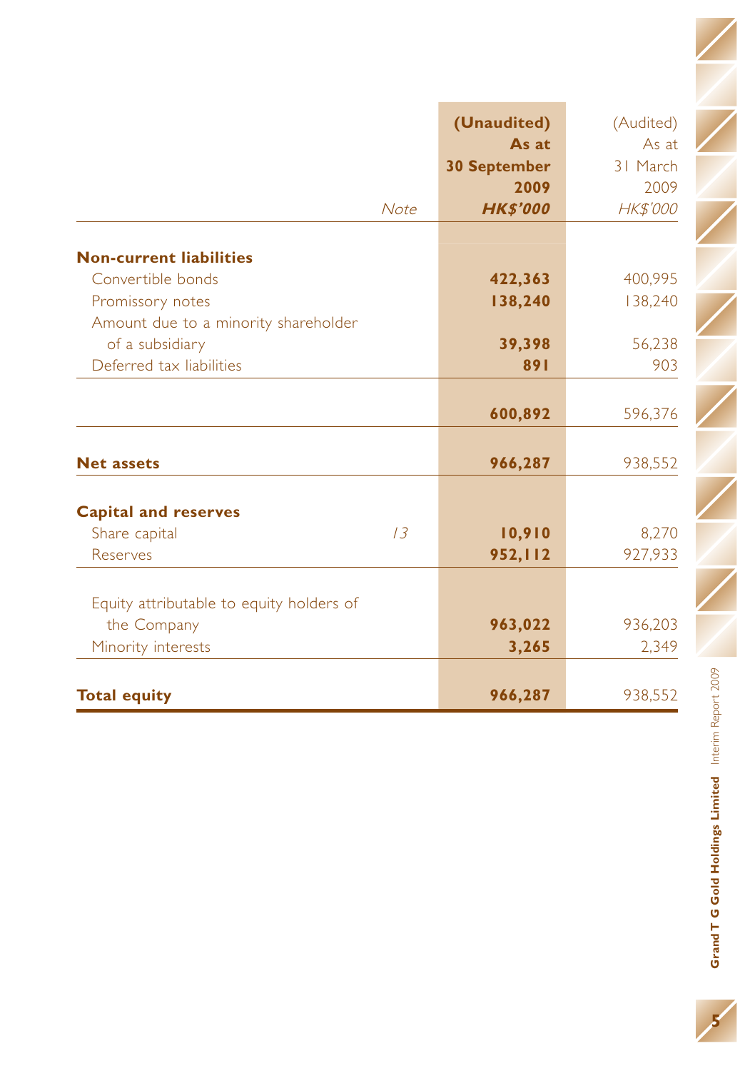| | Note | (Unaudited) As at 30 September 2009 HK$'000 | (Audited) As at 31 March 2009 HK$'000 |
|---|---|---|---|
| **Non-current liabilities** | | | |
| Convertible bonds | | **422,363** | 400,995 |
| Promissory notes | | **138,240** | 138,240 |
| Amount due to a minority shareholder of a subsidiary | | **39,398** | 56,238 |
| Deferred tax liabilities | | **891** | 903 |
| | | **600,892** | 596,376 |
| **Net assets** | | **966,287** | 938,552 |
| **Capital and reserves** | | | |
| Share capital | 13 | **10,910** | 8,270 |
| Reserves | | **952,112** | 927,933 |
| Equity attributable to equity holders of the Company | | **963,022** | 936,203 |
| Minority interests | | **3,265** | 2,349 |
| **Total equity** | | **966,287** | 938,552 |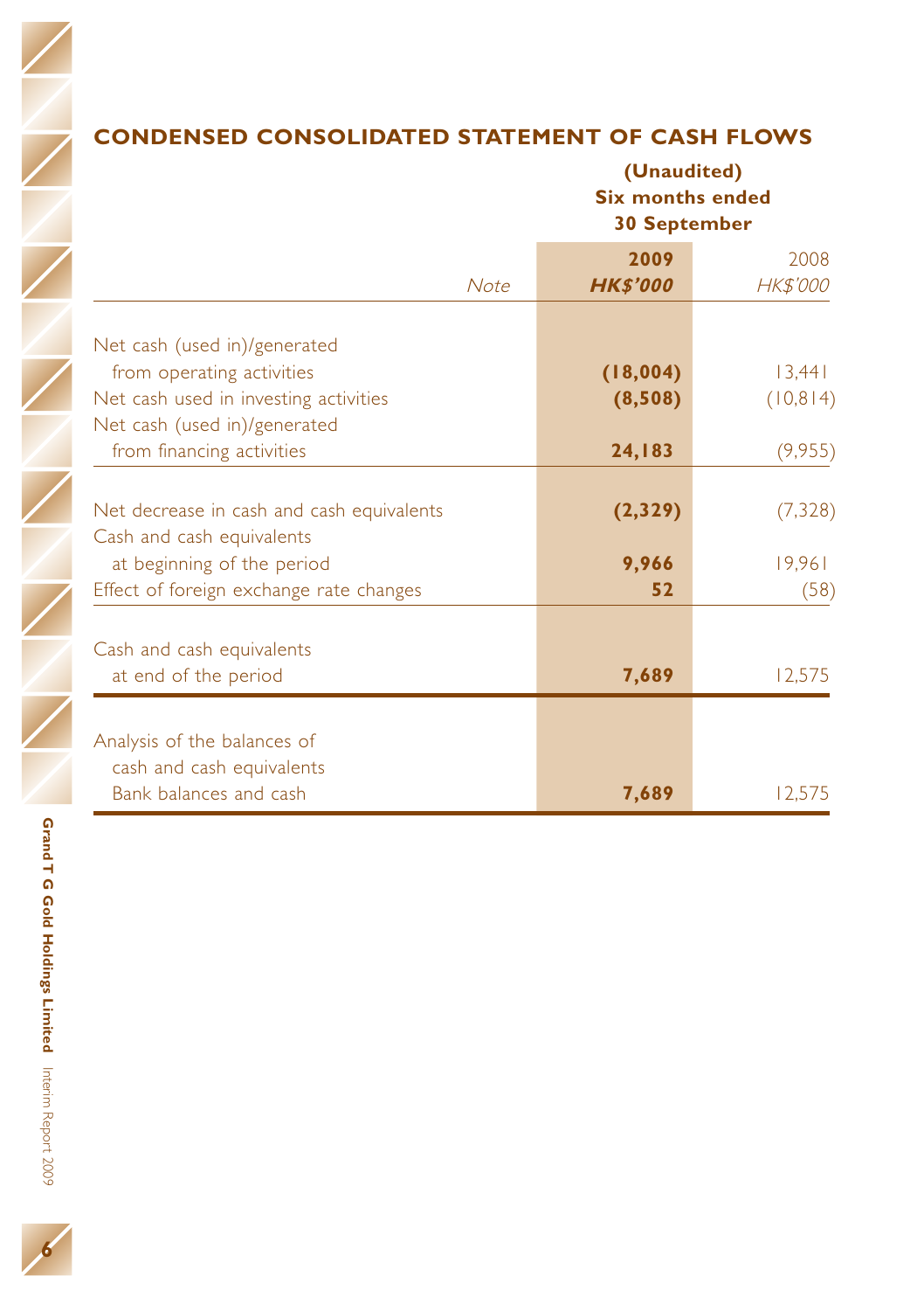## CONDENSED CONSOLIDATED STATEMENT OF CASH FLOWS

| | Note | (Unaudited) Six months ended 30 September | |
|---|---|---|---|
| | | **2009** | 2008 |
| | | ***HK$'000*** | *HK$'000* |
| Net cash (used in)/generated from operating activities | | **(18,004)** | 13,441 |
| Net cash used in investing activities | | **(8,508)** | (10,814) |
| Net cash (used in)/generated from financing activities | | **24,183** | (9,955) |
| Net decrease in cash and cash equivalents | | **(2,329)** | (7,328) |
| Cash and cash equivalents at beginning of the period | | **9,966** | 19,961 |
| Effect of foreign exchange rate changes | | **52** | (58) |
| Cash and cash equivalents at end of the period | | **7,689** | 12,575 |
| Analysis of the balances of cash and cash equivalents | | | |
| Bank balances and cash | | **7,689** | 12,575 |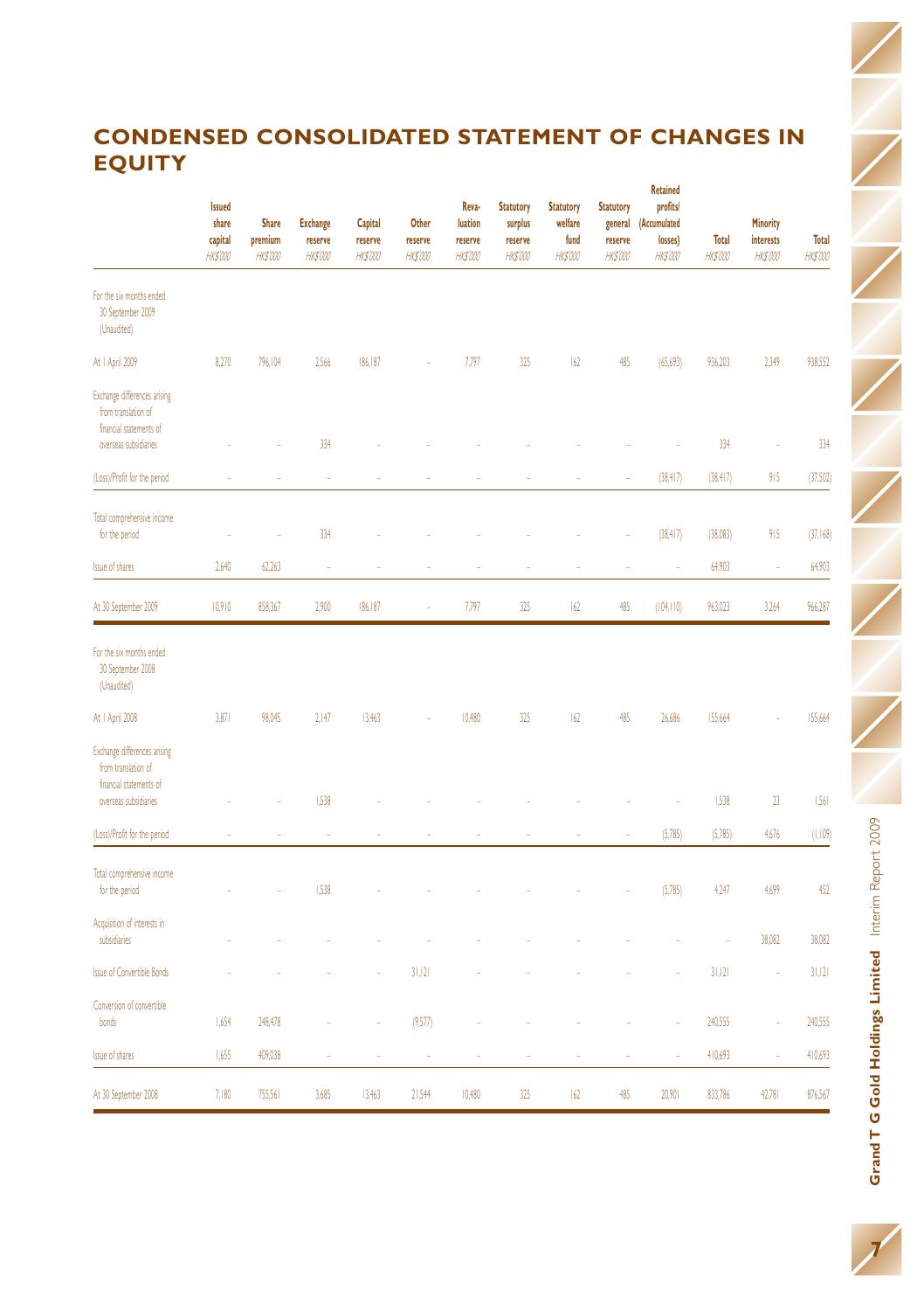# CONDENSED CONSOLIDATED STATEMENT OF CHANGES IN EQUITY

| | Issued share capital HK$'000 | Share premium HK$'000 | Exchange reserve HK$'000 | Capital reserve HK$'000 | Other reserve HK$'000 | Revaluation reserve HK$'000 | Statutory surplus reserve HK$'000 | Statutory welfare fund HK$'000 | Statutory general reserve HK$'000 | Retained profits/ (Accumulated losses) HK$'000 | Total HK$'000 | Minority interests HK$'000 | Total HK$'000 |
|---|---|---|---|---|---|---|---|---|---|---|---|---|---|
| For the six months ended 30 September 2009 (Unaudited) | | | | | | | | | | | | | |
| At 1 April 2009 | 8,270 | 796,104 | 2,566 | 186,187 | – | 7,797 | 325 | 162 | 485 | (65,693) | 936,203 | 2,349 | 938,552 |
| Exchange differences arising from translation of financial statements of overseas subsidiaries | – | – | 334 | – | – | – | – | – | – | – | 334 | – | 334 |
| (Loss)/Profit for the period | – | – | – | – | – | – | – | – | – | (38,417) | (38,417) | 915 | (37,502) |
| Total comprehensive income for the period | – | – | 334 | – | – | – | – | – | – | (38,417) | (38,083) | 915 | (37,168) |
| Issue of shares | 2,640 | 62,263 | – | – | – | – | – | – | – | – | 64,903 | – | 64,903 |
| At 30 September 2009 | 10,910 | 858,367 | 2,900 | 186,187 | – | 7,797 | 325 | 162 | 485 | (104,110) | 963,023 | 3,264 | 966,287 |
| For the six months ended 30 September 2008 (Unaudited) | | | | | | | | | | | | | |
| At 1 April 2008 | 3,871 | 98,045 | 2,147 | 13,463 | – | 10,480 | 325 | 162 | 485 | 26,686 | 155,664 | – | 155,664 |
| Exchange differences arising from translation of financial statements of overseas subsidiaries | – | – | 1,538 | – | – | – | – | – | – | – | 1,538 | 23 | 1,561 |
| (Loss)/Profit for the period | – | – | – | – | – | – | – | – | – | (5,785) | (5,785) | 4,676 | (1,109) |
| Total comprehensive income for the period | – | – | 1,538 | – | – | – | – | – | – | (5,785) | 4,247 | 4,699 | 452 |
| Acquisition of interests in subsidiaries | – | – | – | – | – | – | – | – | – | – | – | 38,082 | 38,082 |
| Issue of Convertible Bonds | – | – | – | – | 31,121 | – | – | – | – | – | 31,121 | – | 31,121 |
| Conversion of convertible bonds | 1,654 | 248,478 | – | – | (9,577) | – | – | – | – | – | 240,555 | – | 240,555 |
| Issue of shares | 1,655 | 409,038 | – | – | – | – | – | – | – | – | 410,693 | – | 410,693 |
| At 30 September 2008 | 7,180 | 755,561 | 3,685 | 13,463 | 21,544 | 10,480 | 325 | 162 | 485 | 20,901 | 833,786 | 42,781 | 876,567 |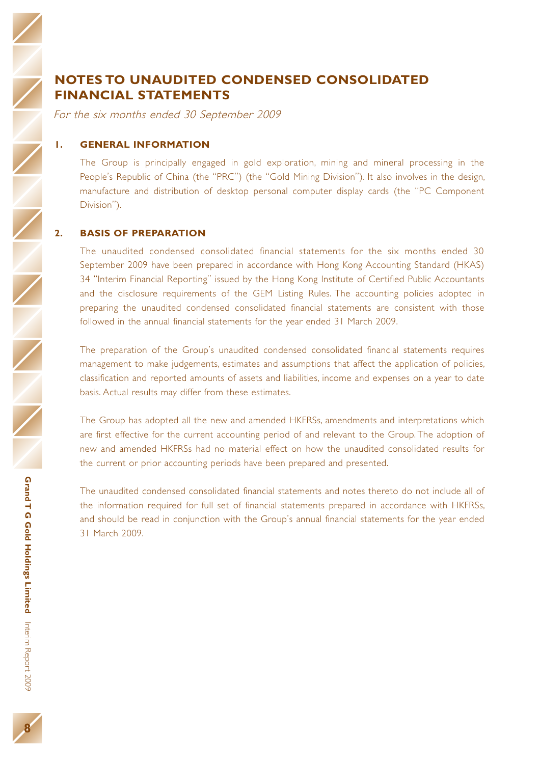# NOTES TO UNAUDITED CONDENSED CONSOLIDATED FINANCIAL STATEMENTS

*For the six months ended 30 September 2009*

## 1. GENERAL INFORMATION

The Group is principally engaged in gold exploration, mining and mineral processing in the People's Republic of China (the "PRC") (the "Gold Mining Division"). It also involves in the design, manufacture and distribution of desktop personal computer display cards (the "PC Component Division").

## 2. BASIS OF PREPARATION

The unaudited condensed consolidated financial statements for the six months ended 30 September 2009 have been prepared in accordance with Hong Kong Accounting Standard (HKAS) 34 "Interim Financial Reporting" issued by the Hong Kong Institute of Certified Public Accountants and the disclosure requirements of the GEM Listing Rules. The accounting policies adopted in preparing the unaudited condensed consolidated financial statements are consistent with those followed in the annual financial statements for the year ended 31 March 2009.

The preparation of the Group's unaudited condensed consolidated financial statements requires management to make judgements, estimates and assumptions that affect the application of policies, classification and reported amounts of assets and liabilities, income and expenses on a year to date basis. Actual results may differ from these estimates.

The Group has adopted all the new and amended HKFRSs, amendments and interpretations which are first effective for the current accounting period of and relevant to the Group. The adoption of new and amended HKFRSs had no material effect on how the unaudited consolidated results for the current or prior accounting periods have been prepared and presented.

The unaudited condensed consolidated financial statements and notes thereto do not include all of the information required for full set of financial statements prepared in accordance with HKFRSs, and should be read in conjunction with the Group's annual financial statements for the year ended 31 March 2009.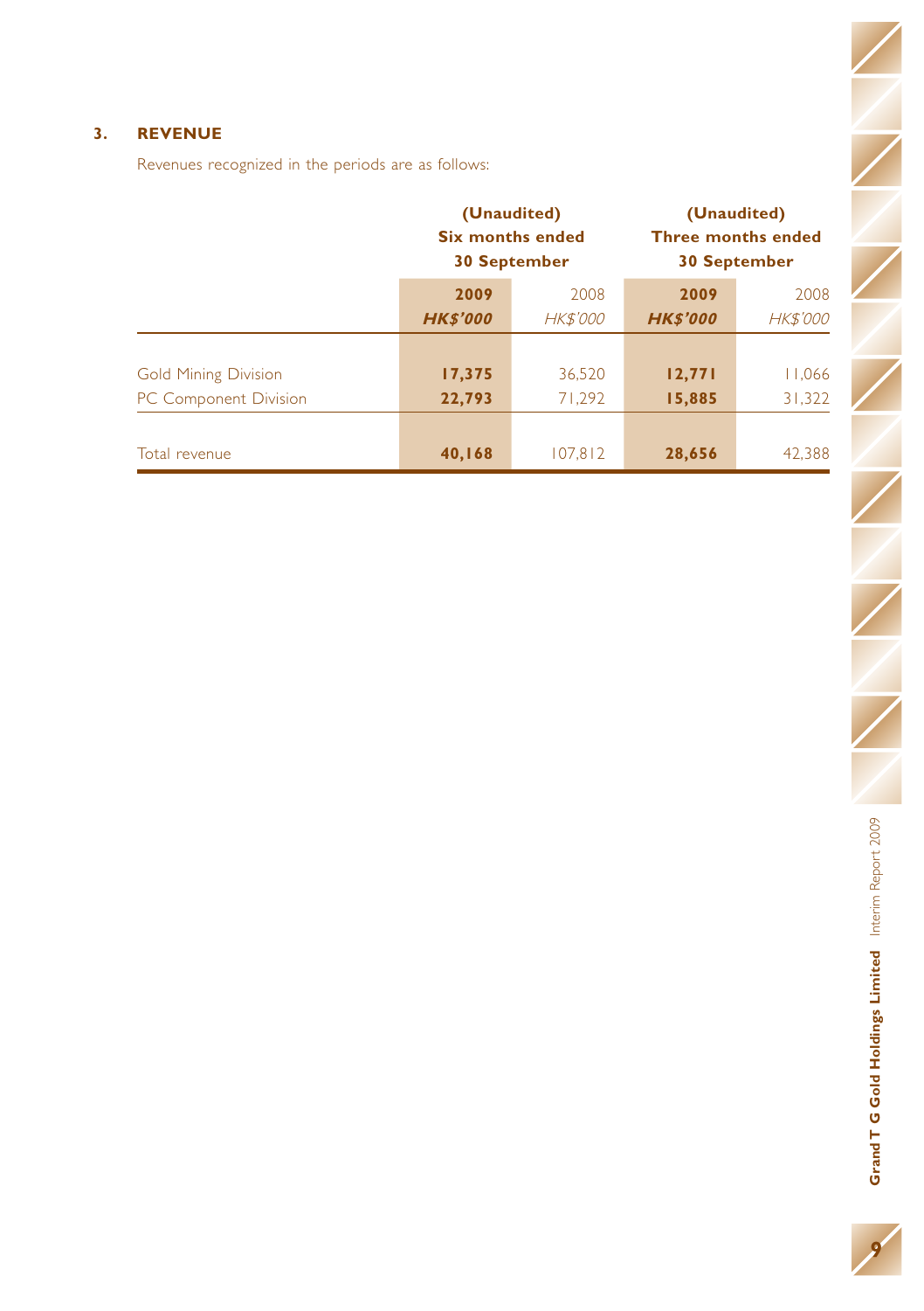## 3. REVENUE

Revenues recognized in the periods are as follows:

| | (Unaudited) Six months ended 30 September | | (Unaudited) Three months ended 30 September | |
|---|---|---|---|---|
| | **2009** | 2008 | **2009** | 2008 |
| | ***HK$'000*** | *HK$'000* | ***HK$'000*** | *HK$'000* |
| Gold Mining Division | **17,375** | 36,520 | **12,771** | 11,066 |
| PC Component Division | **22,793** | 71,292 | **15,885** | 31,322 |
| Total revenue | **40,168** | 107,812 | **28,656** | 42,388 |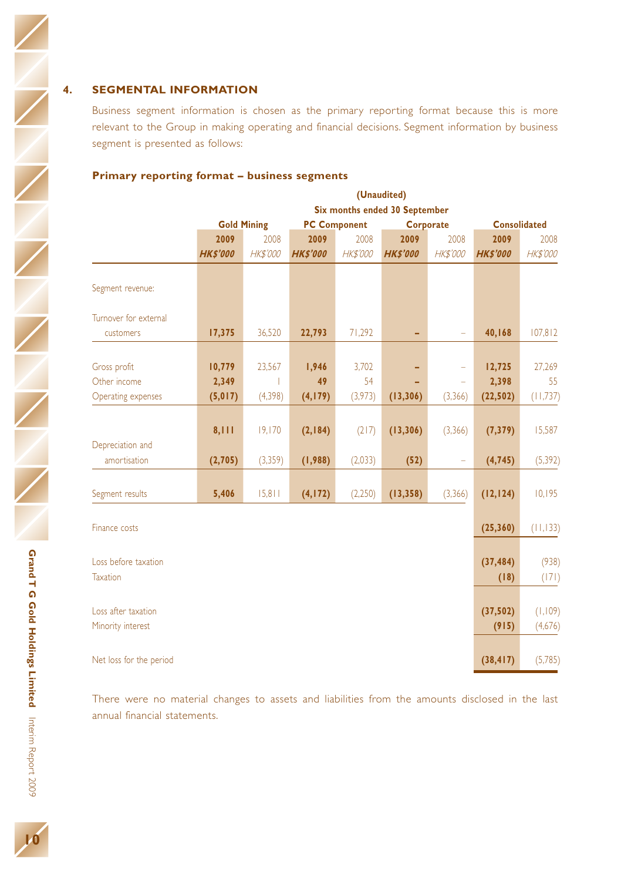## 4. SEGMENTAL INFORMATION

Business segment information is chosen as the primary reporting format because this is more relevant to the Group in making operating and financial decisions. Segment information by business segment is presented as follows:

### Primary reporting format – business segments

| | (Unaudited) Six months ended 30 September | | | | | | | |
|---|---|---|---|---|---|---|---|---|
| | Gold Mining | | PC Component | | Corporate | | Consolidated | |
| | 2009 | 2008 | 2009 | 2008 | 2009 | 2008 | 2009 | 2008 |
| | HK$'000 | HK$'000 | HK$'000 | HK$'000 | HK$'000 | HK$'000 | HK$'000 | HK$'000 |
| Segment revenue: | | | | | | | | |
| Turnover for external customers | 17,375 | 36,520 | 22,793 | 71,292 | – | – | 40,168 | 107,812 |
| Gross profit | 10,779 | 23,567 | 1,946 | 3,702 | – | – | 12,725 | 27,269 |
| Other income | 2,349 | 1 | 49 | 54 | – | – | 2,398 | 55 |
| Operating expenses | (5,017) | (4,398) | (4,179) | (3,973) | (13,306) | (3,366) | (22,502) | (11,737) |
| | 8,111 | 19,170 | (2,184) | (217) | (13,306) | (3,366) | (7,379) | 15,587 |
| Depreciation and amortisation | (2,705) | (3,359) | (1,988) | (2,033) | (52) | – | (4,745) | (5,392) |
| Segment results | 5,406 | 15,811 | (4,172) | (2,250) | (13,358) | (3,366) | (12,124) | 10,195 |
| Finance costs | | | | | | | (25,360) | (11,133) |
| Loss before taxation | | | | | | | (37,484) | (938) |
| Taxation | | | | | | | (18) | (171) |
| Loss after taxation | | | | | | | (37,502) | (1,109) |
| Minority interest | | | | | | | (915) | (4,676) |
| Net loss for the period | | | | | | | (38,417) | (5,785) |

There were no material changes to assets and liabilities from the amounts disclosed in the last annual financial statements.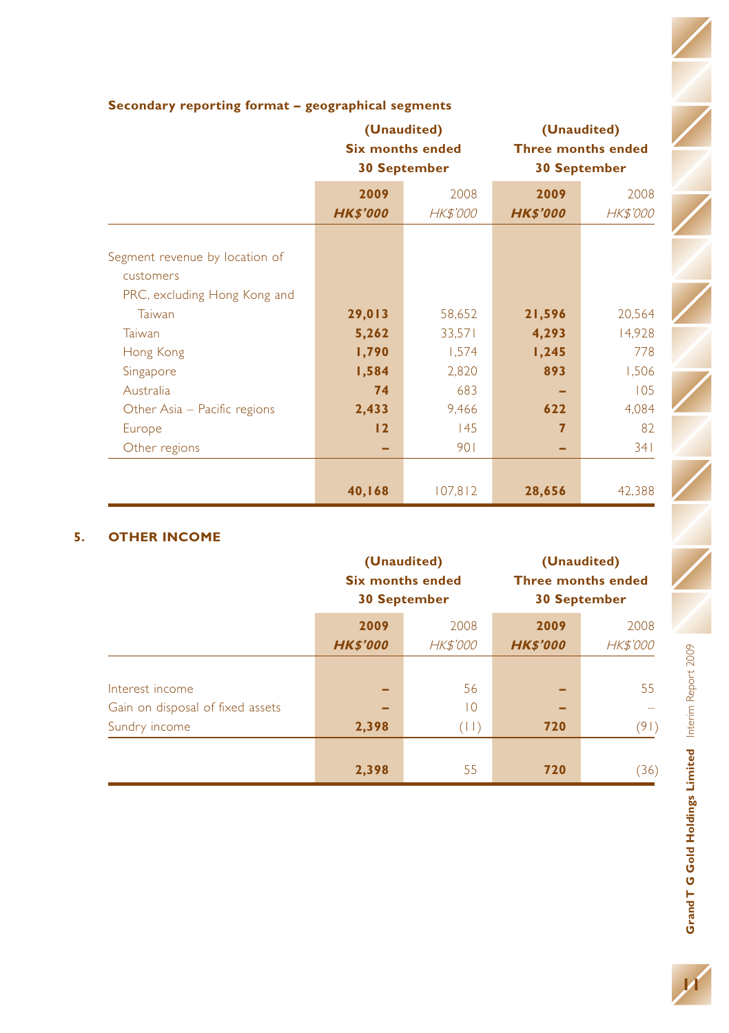**Secondary reporting format – geographical segments**

| | (Unaudited) Six months ended 30 September | | (Unaudited) Three months ended 30 September | |
|---|---|---|---|---|
| | **2009** | 2008 | **2009** | 2008 |
| | ***HK$'000*** | *HK$'000* | ***HK$'000*** | *HK$'000* |
| Segment revenue by location of customers | | | | |
| PRC, excluding Hong Kong and Taiwan | **29,013** | 58,652 | **21,596** | 20,564 |
| Taiwan | **5,262** | 33,571 | **4,293** | 14,928 |
| Hong Kong | **1,790** | 1,574 | **1,245** | 778 |
| Singapore | **1,584** | 2,820 | **893** | 1,506 |
| Australia | **74** | 683 | **–** | 105 |
| Other Asia – Pacific regions | **2,433** | 9,466 | **622** | 4,084 |
| Europe | **12** | 145 | **7** | 82 |
| Other regions | **–** | 901 | **–** | 341 |
| | **40,168** | 107,812 | **28,656** | 42,388 |

## 5. OTHER INCOME

| | (Unaudited) Six months ended 30 September | | (Unaudited) Three months ended 30 September | |
|---|---|---|---|---|
| | **2009** | 2008 | **2009** | 2008 |
| | ***HK$'000*** | *HK$'000* | ***HK$'000*** | *HK$'000* |
| Interest income | **–** | 56 | **–** | 55 |
| Gain on disposal of fixed assets | **–** | 10 | **–** | – |
| Sundry income | **2,398** | (11) | **720** | (91) |
| | **2,398** | 55 | **720** | (36) |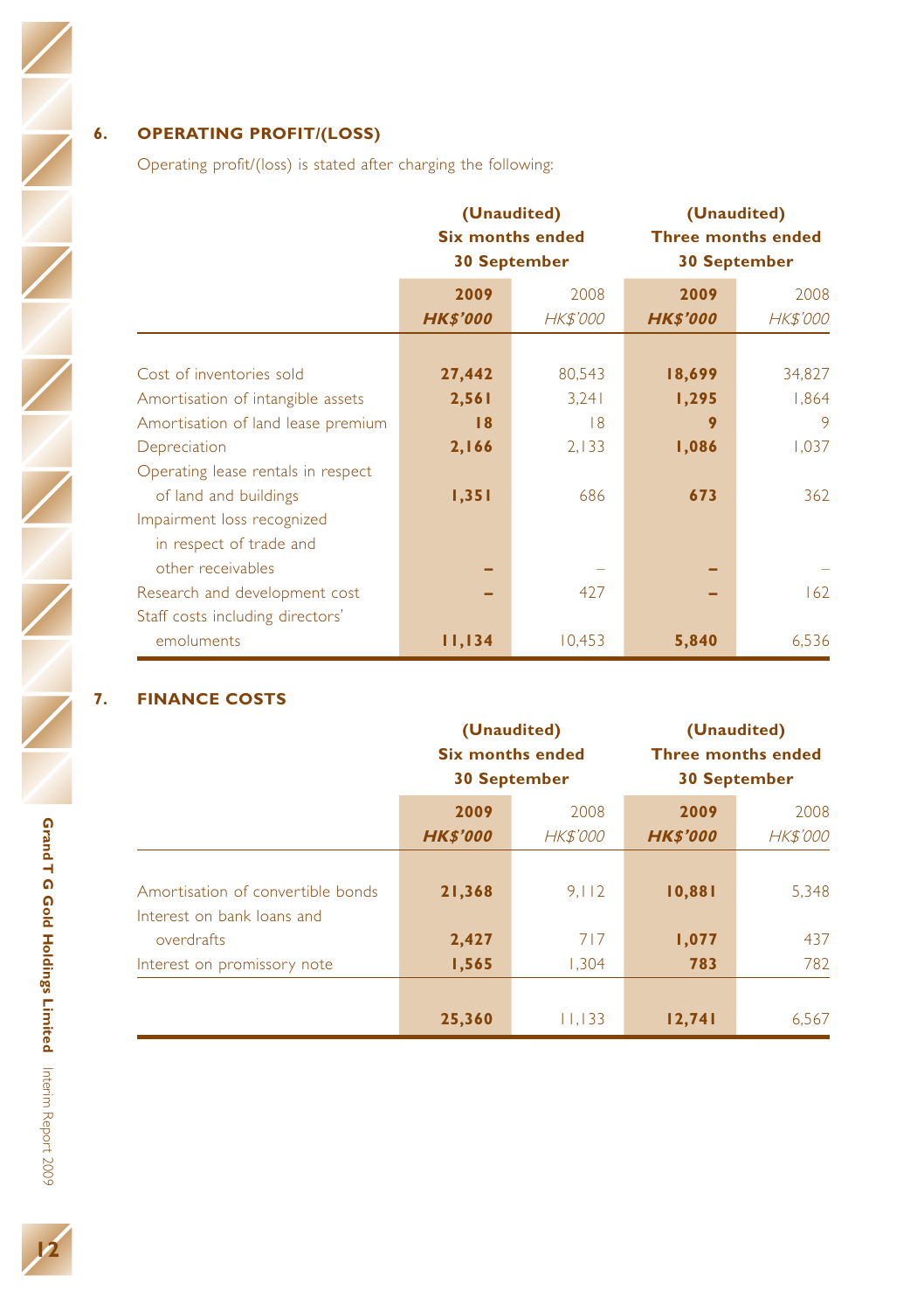## 6. OPERATING PROFIT/(LOSS)

Operating profit/(loss) is stated after charging the following:

| | (Unaudited) Six months ended 30 September | | (Unaudited) Three months ended 30 September | |
|---|---|---|---|---|
| | **2009** | 2008 | **2009** | 2008 |
| | ***HK$'000*** | *HK$'000* | ***HK$'000*** | *HK$'000* |
| Cost of inventories sold | **27,442** | 80,543 | **18,699** | 34,827 |
| Amortisation of intangible assets | **2,561** | 3,241 | **1,295** | 1,864 |
| Amortisation of land lease premium | **18** | 18 | **9** | 9 |
| Depreciation | **2,166** | 2,133 | **1,086** | 1,037 |
| Operating lease rentals in respect of land and buildings | **1,351** | 686 | **673** | 362 |
| Impairment loss recognized in respect of trade and other receivables | **–** | – | **–** | – |
| Research and development cost | **–** | 427 | **–** | 162 |
| Staff costs including directors' emoluments | **11,134** | 10,453 | **5,840** | 6,536 |

## 7. FINANCE COSTS

| | (Unaudited) Six months ended 30 September | | (Unaudited) Three months ended 30 September | |
|---|---|---|---|---|
| | **2009** | 2008 | **2009** | 2008 |
| | ***HK$'000*** | *HK$'000* | ***HK$'000*** | *HK$'000* |
| Amortisation of convertible bonds | **21,368** | 9,112 | **10,881** | 5,348 |
| Interest on bank loans and overdrafts | **2,427** | 717 | **1,077** | 437 |
| Interest on promissory note | **1,565** | 1,304 | **783** | 782 |
| | **25,360** | 11,133 | **12,741** | 6,567 |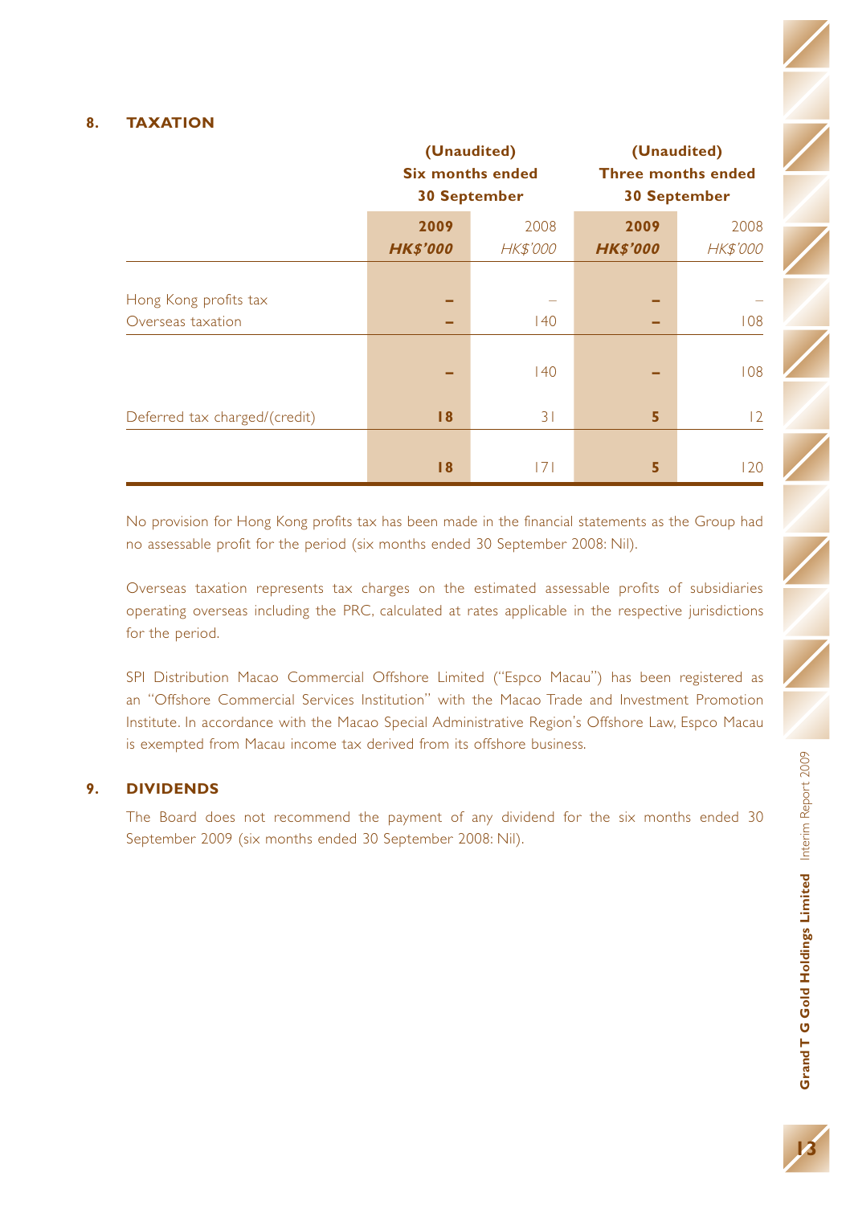## 8. TAXATION

| | (Unaudited) Six months ended 30 September | | (Unaudited) Three months ended 30 September | |
|---|---|---|---|---|
| | **2009** | 2008 | **2009** | 2008 |
| | ***HK$'000*** | *HK$'000* | ***HK$'000*** | *HK$'000* |
| Hong Kong profits tax | **–** | – | **–** | – |
| Overseas taxation | **–** | 140 | **–** | 108 |
| | **–** | 140 | **–** | 108 |
| Deferred tax charged/(credit) | **18** | 31 | **5** | 12 |
| | **18** | 171 | **5** | 120 |

No provision for Hong Kong profits tax has been made in the financial statements as the Group had no assessable profit for the period (six months ended 30 September 2008: Nil).

Overseas taxation represents tax charges on the estimated assessable profits of subsidiaries operating overseas including the PRC, calculated at rates applicable in the respective jurisdictions for the period.

SPI Distribution Macao Commercial Offshore Limited ("Espco Macau") has been registered as an "Offshore Commercial Services Institution" with the Macao Trade and Investment Promotion Institute. In accordance with the Macao Special Administrative Region's Offshore Law, Espco Macau is exempted from Macau income tax derived from its offshore business.

## 9. DIVIDENDS

The Board does not recommend the payment of any dividend for the six months ended 30 September 2009 (six months ended 30 September 2008: Nil).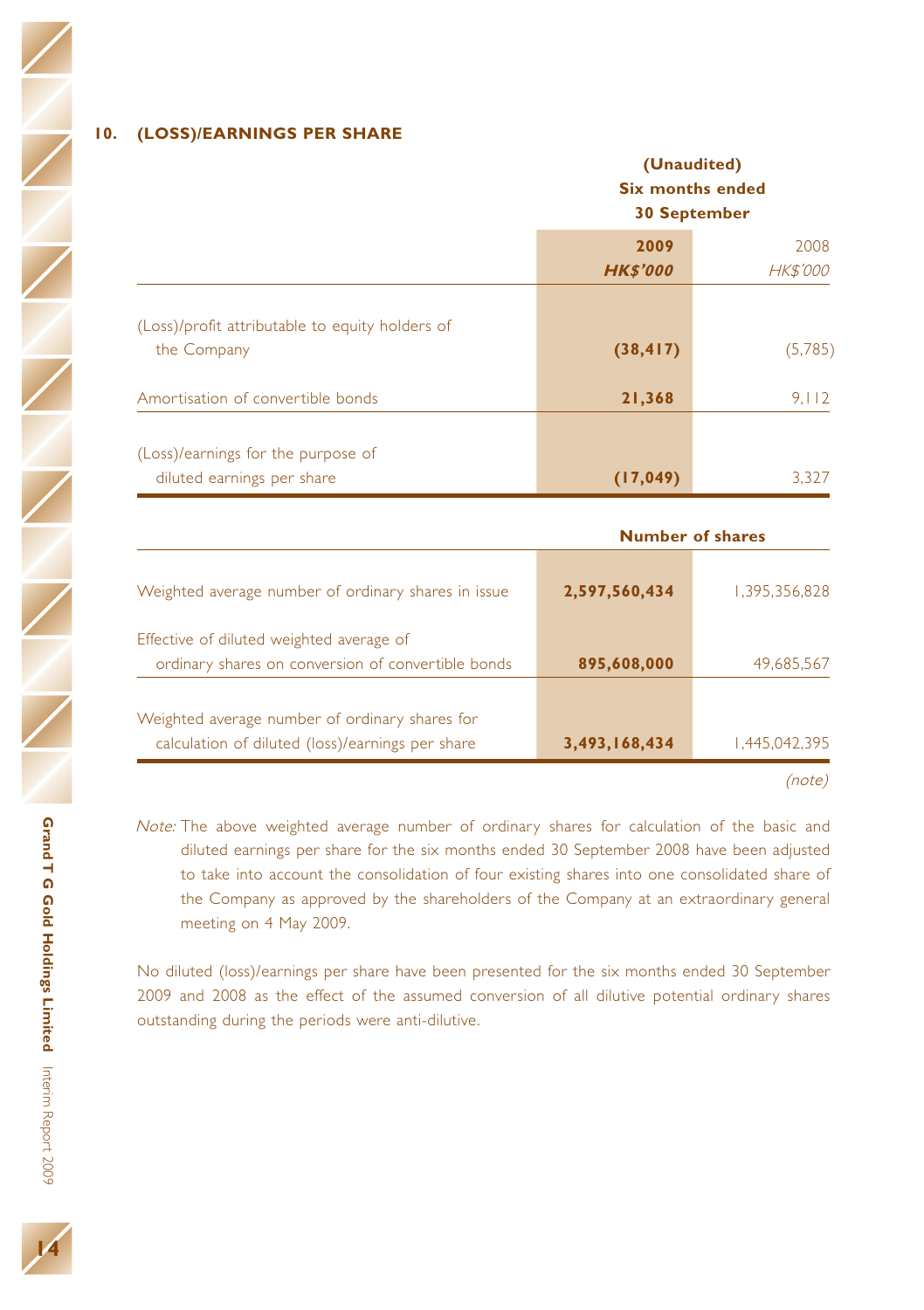## 10. (LOSS)/EARNINGS PER SHARE

| | (Unaudited) Six months ended 30 September | |
|---|---|---|
| | 2009 | 2008 |
| | HK$'000 | HK$'000 |
| (Loss)/profit attributable to equity holders of the Company | (38,417) | (5,785) |
| Amortisation of convertible bonds | 21,368 | 9,112 |
| (Loss)/earnings for the purpose of diluted earnings per share | (17,049) | 3,327 |

| | Number of shares | |
|---|---|---|
| Weighted average number of ordinary shares in issue | 2,597,560,434 | 1,395,356,828 |
| Effective of diluted weighted average of ordinary shares on conversion of convertible bonds | 895,608,000 | 49,685,567 |
| Weighted average number of ordinary shares for calculation of diluted (loss)/earnings per share | 3,493,168,434 | 1,445,042,395 |
| | | *(note)* |

*Note:* The above weighted average number of ordinary shares for calculation of the basic and diluted earnings per share for the six months ended 30 September 2008 have been adjusted to take into account the consolidation of four existing shares into one consolidated share of the Company as approved by the shareholders of the Company at an extraordinary general meeting on 4 May 2009.

No diluted (loss)/earnings per share have been presented for the six months ended 30 September 2009 and 2008 as the effect of the assumed conversion of all dilutive potential ordinary shares outstanding during the periods were anti-dilutive.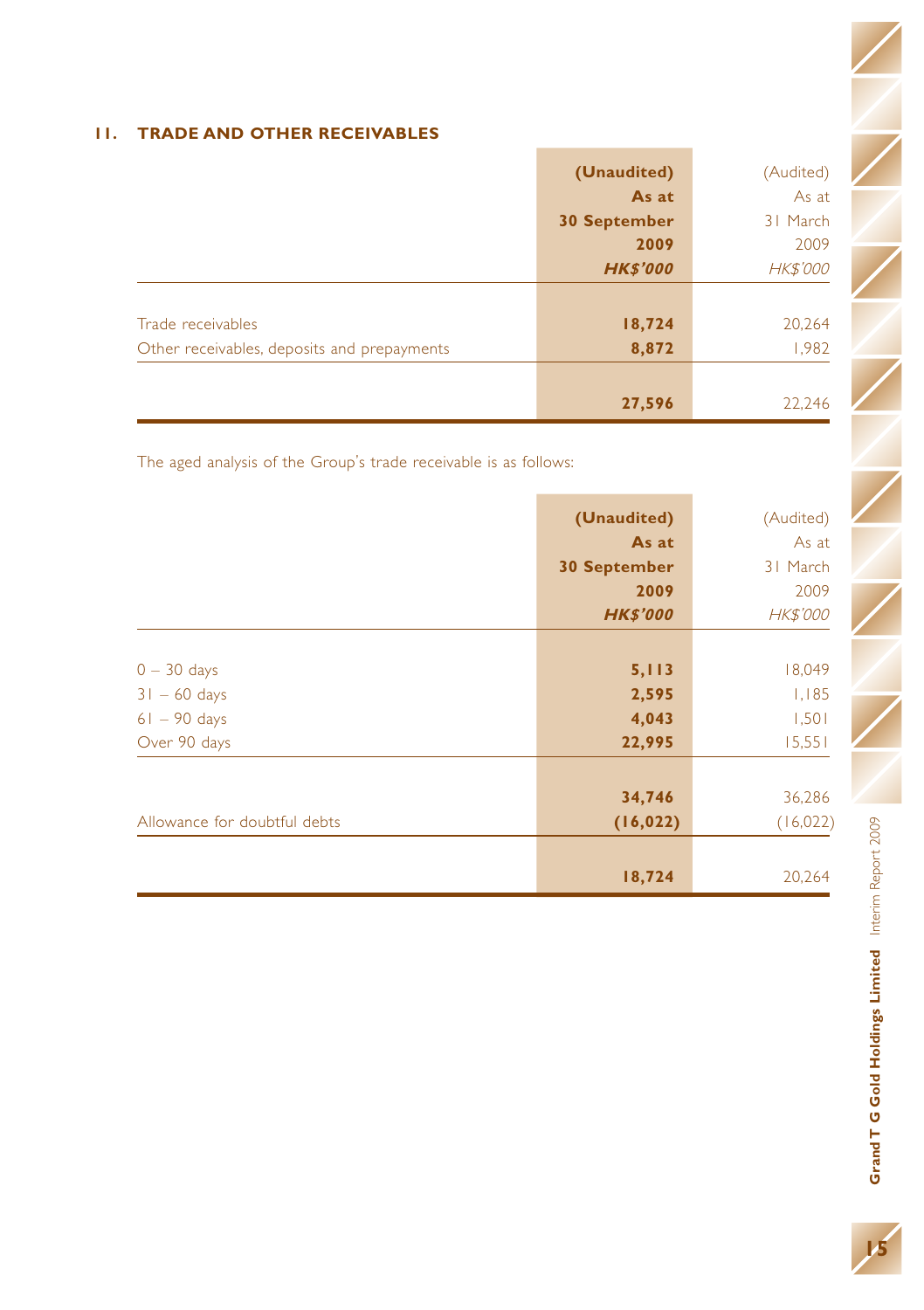## 11. TRADE AND OTHER RECEIVABLES

| | **(Unaudited) As at 30 September 2009 *HK$'000*** | (Audited) As at 31 March 2009 *HK$'000* |
|---|---|---|
| Trade receivables | **18,724** | 20,264 |
| Other receivables, deposits and prepayments | **8,872** | 1,982 |
| | **27,596** | 22,246 |

The aged analysis of the Group's trade receivable is as follows:

| | **(Unaudited) As at 30 September 2009 *HK$'000*** | (Audited) As at 31 March 2009 *HK$'000* |
|---|---|---|
| 0 – 30 days | **5,113** | 18,049 |
| 31 – 60 days | **2,595** | 1,185 |
| 61 – 90 days | **4,043** | 1,501 |
| Over 90 days | **22,995** | 15,551 |
| | **34,746** | 36,286 |
| Allowance for doubtful debts | **(16,022)** | (16,022) |
| | **18,724** | 20,264 |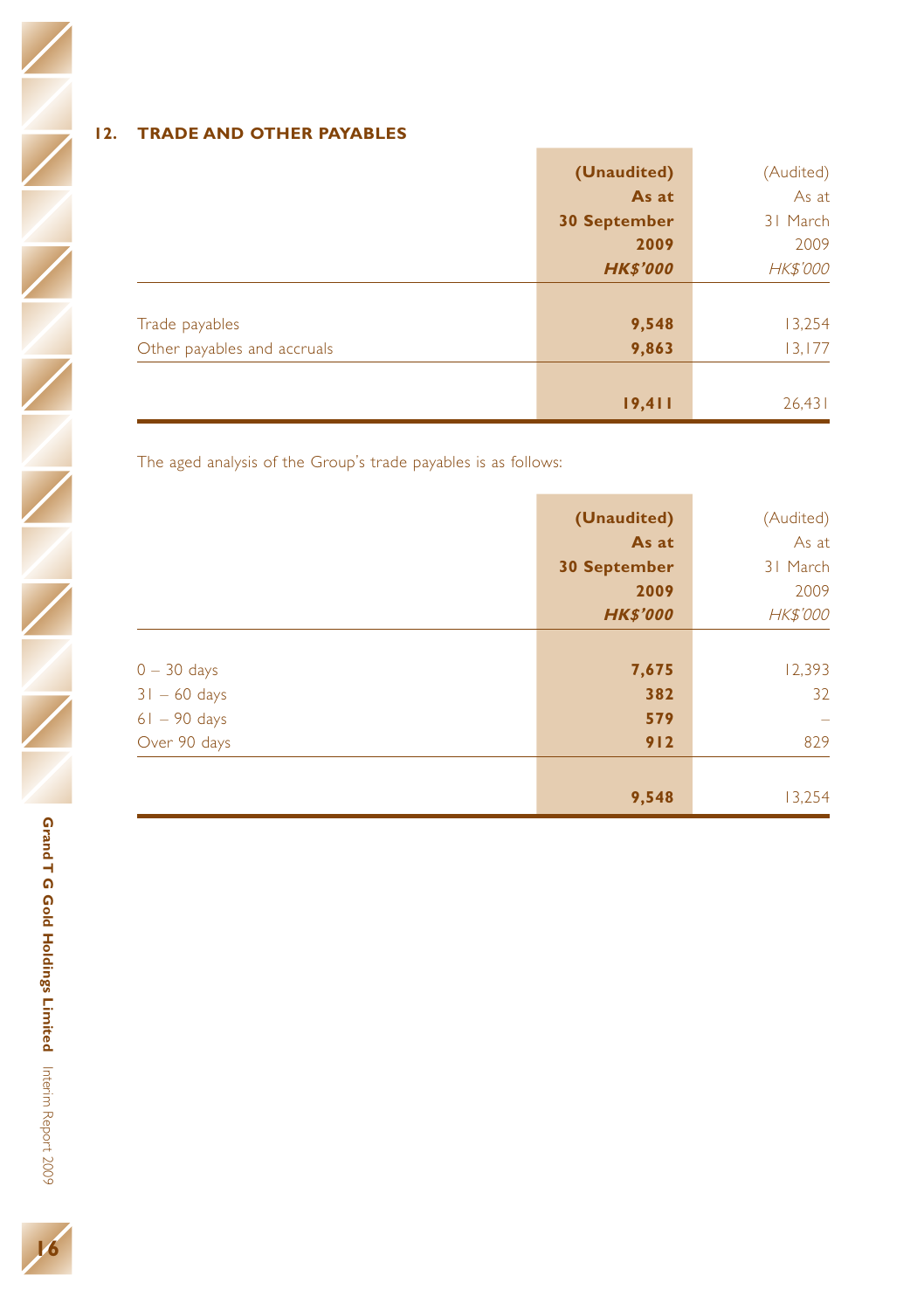## 12. TRADE AND OTHER PAYABLES

| | **(Unaudited)**<br>**As at**<br>**30 September**<br>**2009**<br>***HK$'000*** | (Audited)<br>As at<br>31 March<br>2009<br>*HK$'000* |
|---|---|---|
| Trade payables | **9,548** | 13,254 |
| Other payables and accruals | **9,863** | 13,177 |
| | **19,411** | 26,431 |

The aged analysis of the Group's trade payables is as follows:

| | **(Unaudited)**<br>**As at**<br>**30 September**<br>**2009**<br>***HK$'000*** | (Audited)<br>As at<br>31 March<br>2009<br>*HK$'000* |
|---|---|---|
| 0 – 30 days | **7,675** | 12,393 |
| 31 – 60 days | **382** | 32 |
| 61 – 90 days | **579** | – |
| Over 90 days | **912** | 829 |
| | **9,548** | 13,254 |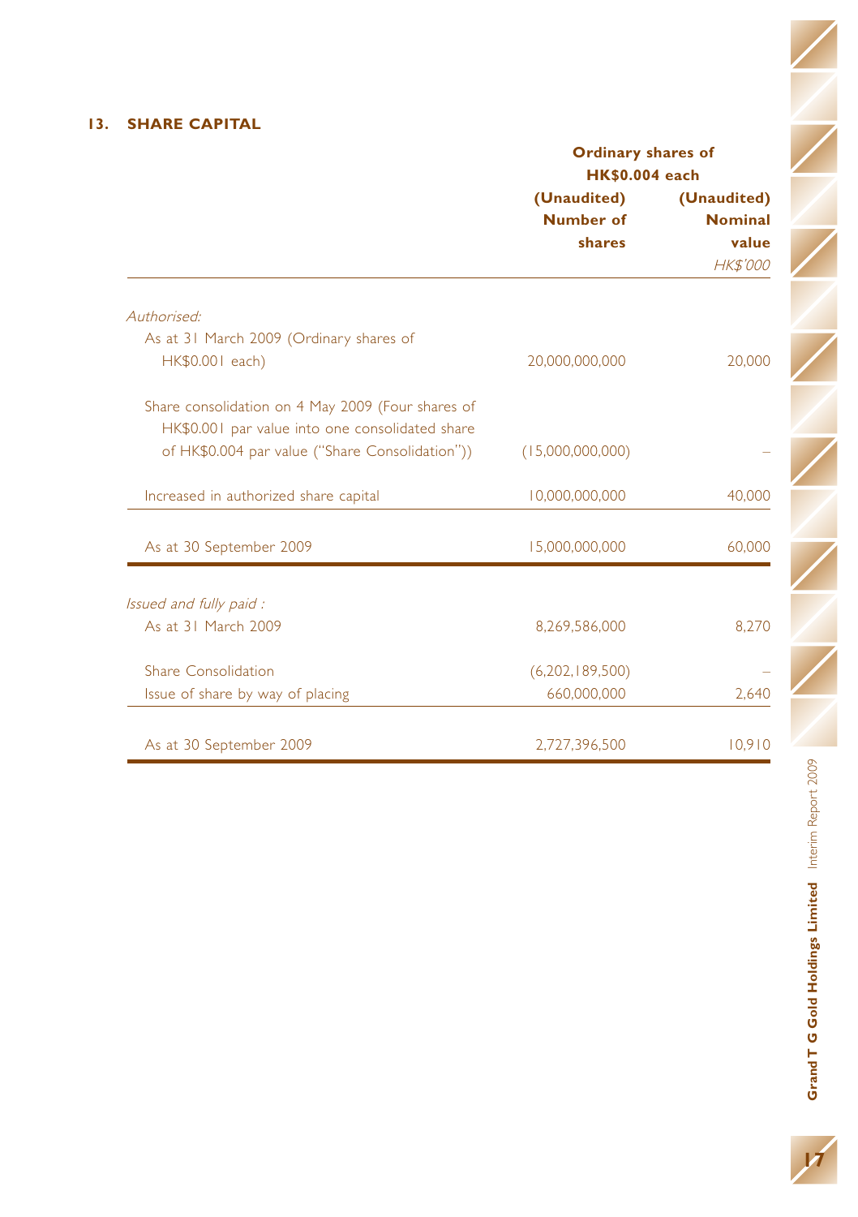## 13. SHARE CAPITAL

| | Ordinary shares of HK$0.004 each | |
|---|---|---|
| | (Unaudited) Number of shares | (Unaudited) Nominal value HK$'000 |
| *Authorised:* | | |
| As at 31 March 2009 (Ordinary shares of HK$0.001 each) | 20,000,000,000 | 20,000 |
| Share consolidation on 4 May 2009 (Four shares of HK$0.001 par value into one consolidated share of HK$0.004 par value ("Share Consolidation")) | (15,000,000,000) | – |
| Increased in authorized share capital | 10,000,000,000 | 40,000 |
| As at 30 September 2009 | 15,000,000,000 | 60,000 |
| *Issued and fully paid :* | | |
| As at 31 March 2009 | 8,269,586,000 | 8,270 |
| Share Consolidation | (6,202,189,500) | – |
| Issue of share by way of placing | 660,000,000 | 2,640 |
| As at 30 September 2009 | 2,727,396,500 | 10,910 |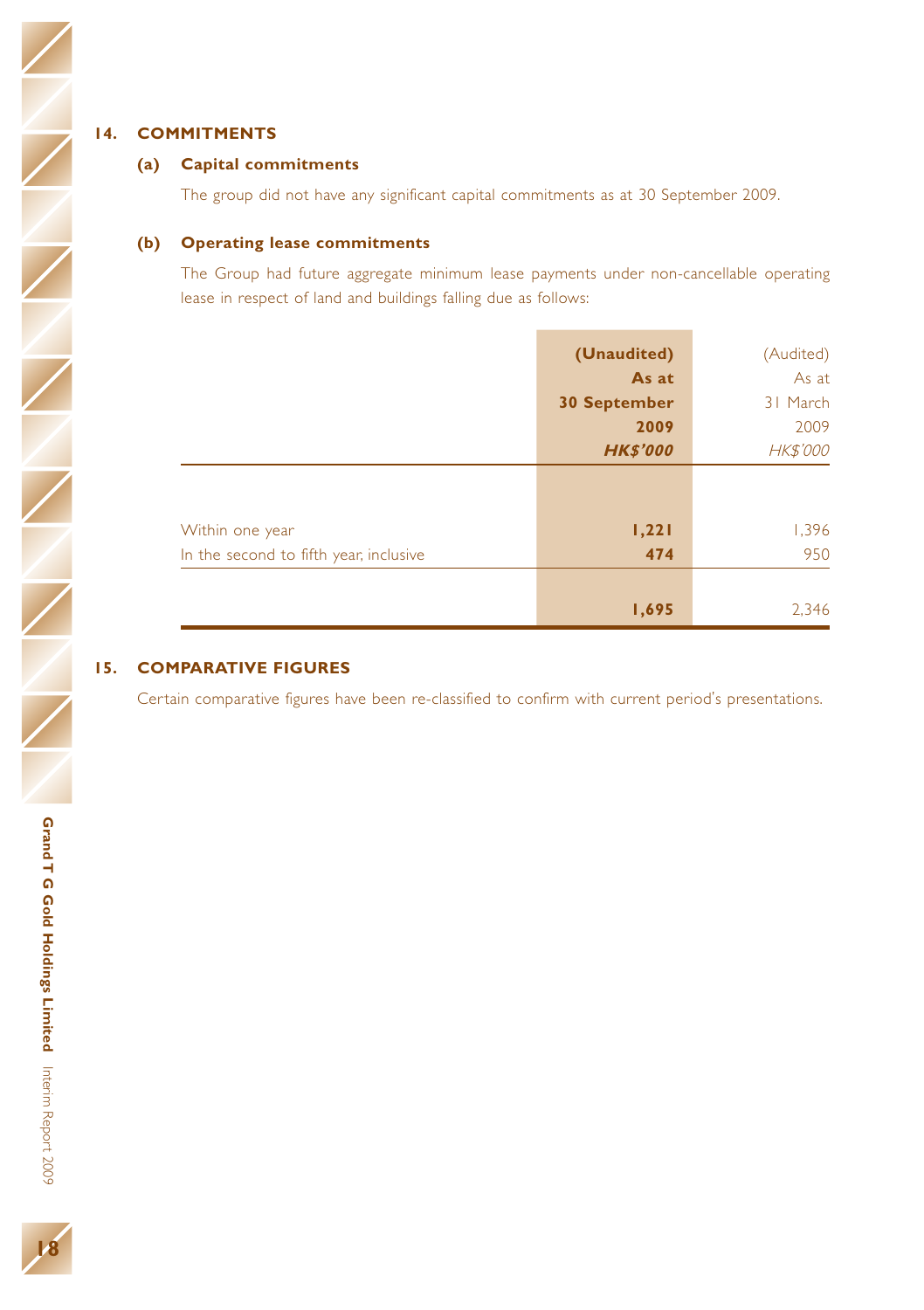## 14. COMMITMENTS

### (a) Capital commitments

The group did not have any significant capital commitments as at 30 September 2009.

### (b) Operating lease commitments

The Group had future aggregate minimum lease payments under non-cancellable operating lease in respect of land and buildings falling due as follows:

| | **(Unaudited) As at 30 September 2009** | (Audited) As at 31 March 2009 |
|---|---|---|
| | ***HK$'000*** | *HK$'000* |
| Within one year | **1,221** | 1,396 |
| In the second to fifth year, inclusive | **474** | 950 |
| | **1,695** | 2,346 |

## 15. COMPARATIVE FIGURES

Certain comparative figures have been re-classified to confirm with current period's presentations.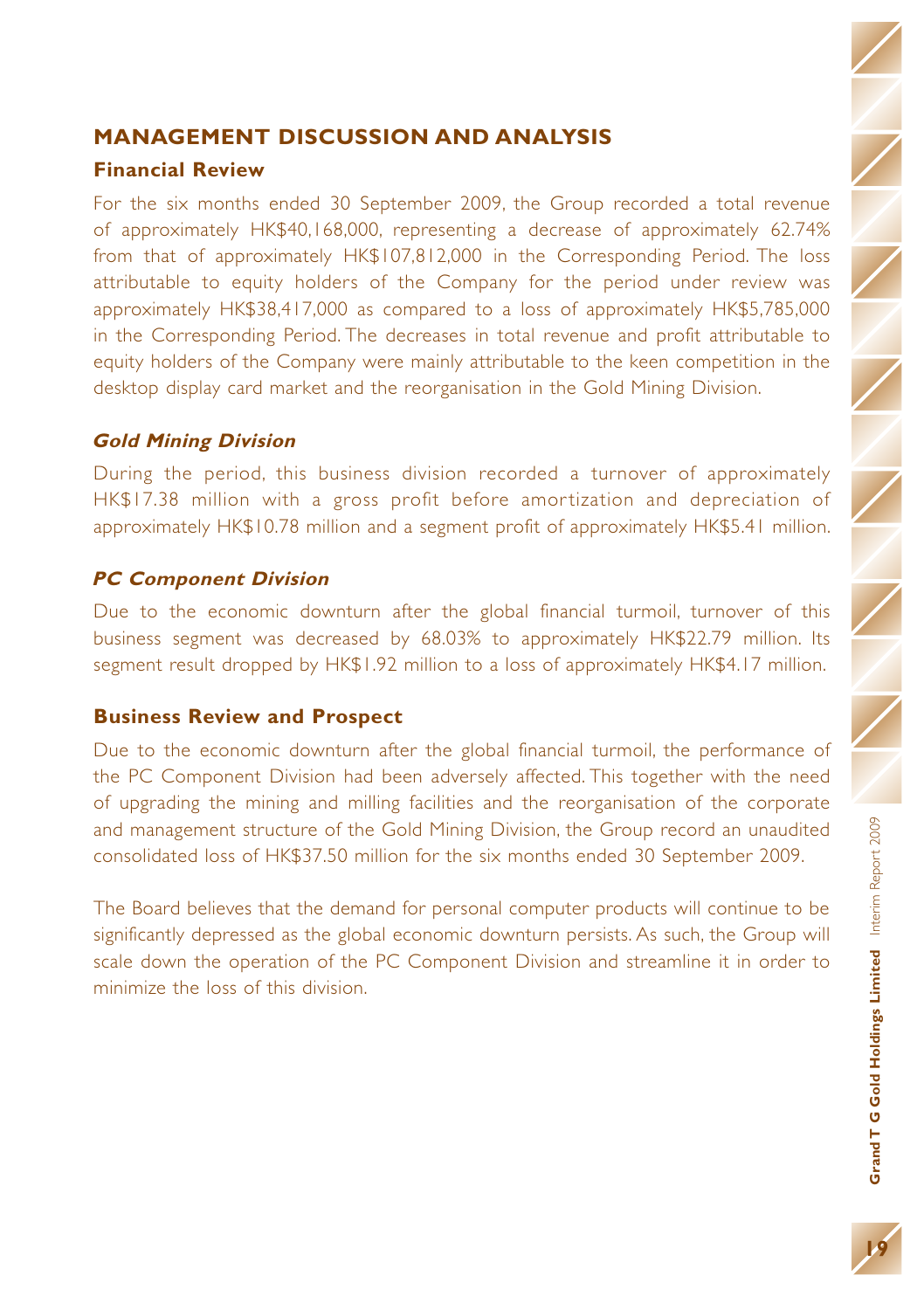# MANAGEMENT DISCUSSION AND ANALYSIS

## Financial Review

For the six months ended 30 September 2009, the Group recorded a total revenue of approximately HK$40,168,000, representing a decrease of approximately 62.74% from that of approximately HK$107,812,000 in the Corresponding Period. The loss attributable to equity holders of the Company for the period under review was approximately HK$38,417,000 as compared to a loss of approximately HK$5,785,000 in the Corresponding Period. The decreases in total revenue and profit attributable to equity holders of the Company were mainly attributable to the keen competition in the desktop display card market and the reorganisation in the Gold Mining Division.

### *Gold Mining Division*

During the period, this business division recorded a turnover of approximately HK$17.38 million with a gross profit before amortization and depreciation of approximately HK$10.78 million and a segment profit of approximately HK$5.41 million.

### *PC Component Division*

Due to the economic downturn after the global financial turmoil, turnover of this business segment was decreased by 68.03% to approximately HK$22.79 million. Its segment result dropped by HK$1.92 million to a loss of approximately HK$4.17 million.

## Business Review and Prospect

Due to the economic downturn after the global financial turmoil, the performance of the PC Component Division had been adversely affected. This together with the need of upgrading the mining and milling facilities and the reorganisation of the corporate and management structure of the Gold Mining Division, the Group record an unaudited consolidated loss of HK$37.50 million for the six months ended 30 September 2009.

The Board believes that the demand for personal computer products will continue to be significantly depressed as the global economic downturn persists. As such, the Group will scale down the operation of the PC Component Division and streamline it in order to minimize the loss of this division.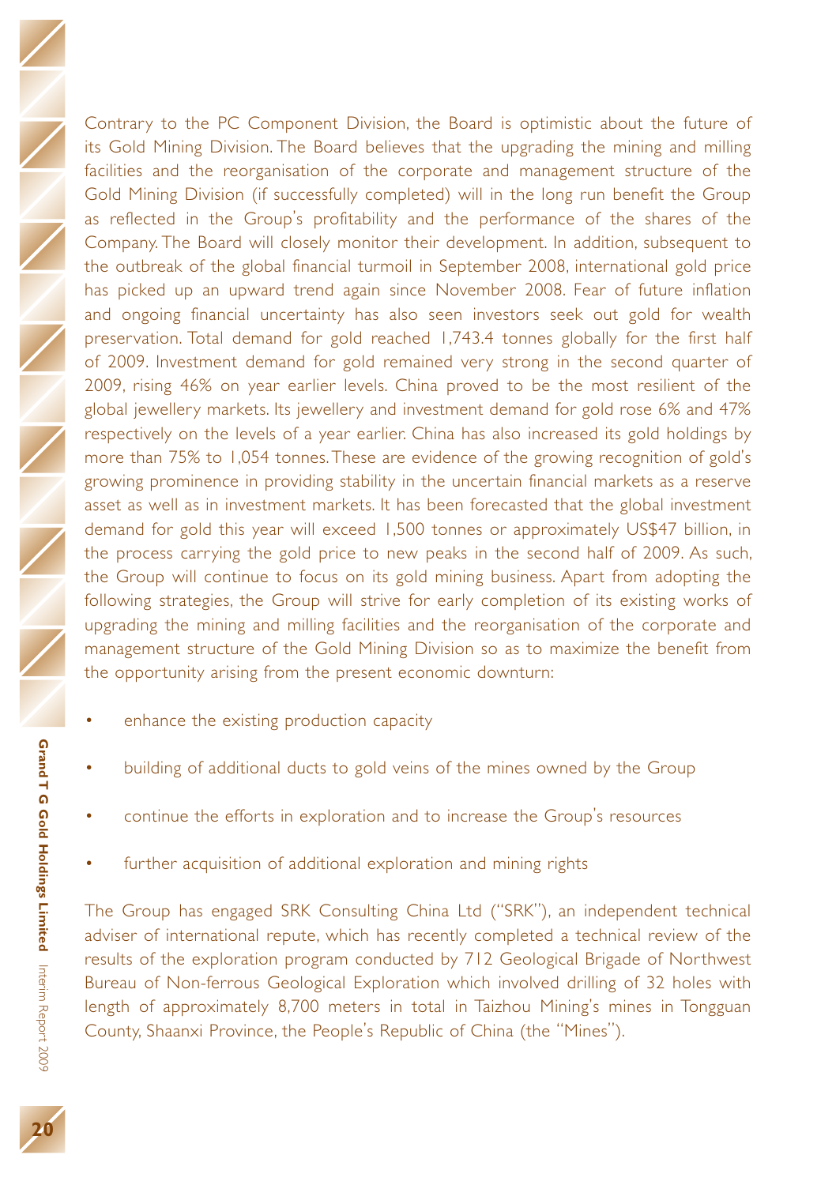Contrary to the PC Component Division, the Board is optimistic about the future of its Gold Mining Division. The Board believes that the upgrading the mining and milling facilities and the reorganisation of the corporate and management structure of the Gold Mining Division (if successfully completed) will in the long run benefit the Group as reflected in the Group's profitability and the performance of the shares of the Company. The Board will closely monitor their development. In addition, subsequent to the outbreak of the global financial turmoil in September 2008, international gold price has picked up an upward trend again since November 2008. Fear of future inflation and ongoing financial uncertainty has also seen investors seek out gold for wealth preservation. Total demand for gold reached 1,743.4 tonnes globally for the first half of 2009. Investment demand for gold remained very strong in the second quarter of 2009, rising 46% on year earlier levels. China proved to be the most resilient of the global jewellery markets. Its jewellery and investment demand for gold rose 6% and 47% respectively on the levels of a year earlier. China has also increased its gold holdings by more than 75% to 1,054 tonnes. These are evidence of the growing recognition of gold's growing prominence in providing stability in the uncertain financial markets as a reserve asset as well as in investment markets. It has been forecasted that the global investment demand for gold this year will exceed 1,500 tonnes or approximately US$47 billion, in the process carrying the gold price to new peaks in the second half of 2009. As such, the Group will continue to focus on its gold mining business. Apart from adopting the following strategies, the Group will strive for early completion of its existing works of upgrading the mining and milling facilities and the reorganisation of the corporate and management structure of the Gold Mining Division so as to maximize the benefit from the opportunity arising from the present economic downturn:

- enhance the existing production capacity
- building of additional ducts to gold veins of the mines owned by the Group
- continue the efforts in exploration and to increase the Group's resources
- further acquisition of additional exploration and mining rights

The Group has engaged SRK Consulting China Ltd ("SRK"), an independent technical adviser of international repute, which has recently completed a technical review of the results of the exploration program conducted by 712 Geological Brigade of Northwest Bureau of Non-ferrous Geological Exploration which involved drilling of 32 holes with length of approximately 8,700 meters in total in Taizhou Mining's mines in Tongguan County, Shaanxi Province, the People's Republic of China (the "Mines").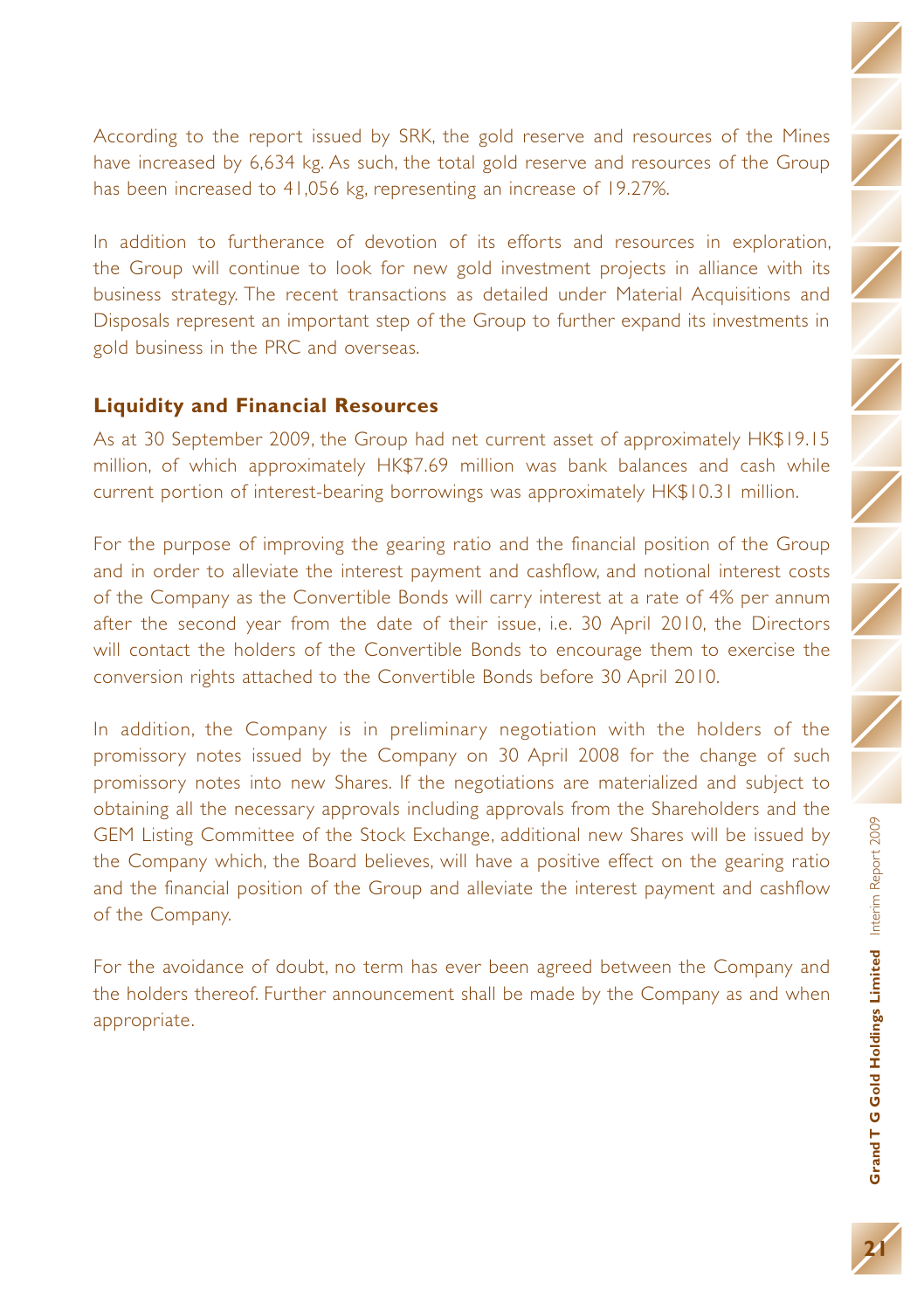According to the report issued by SRK, the gold reserve and resources of the Mines have increased by 6,634 kg. As such, the total gold reserve and resources of the Group has been increased to 41,056 kg, representing an increase of 19.27%.

In addition to furtherance of devotion of its efforts and resources in exploration, the Group will continue to look for new gold investment projects in alliance with its business strategy. The recent transactions as detailed under Material Acquisitions and Disposals represent an important step of the Group to further expand its investments in gold business in the PRC and overseas.

### Liquidity and Financial Resources

As at 30 September 2009, the Group had net current asset of approximately HK$19.15 million, of which approximately HK$7.69 million was bank balances and cash while current portion of interest-bearing borrowings was approximately HK$10.31 million.

For the purpose of improving the gearing ratio and the financial position of the Group and in order to alleviate the interest payment and cashflow, and notional interest costs of the Company as the Convertible Bonds will carry interest at a rate of 4% per annum after the second year from the date of their issue, i.e. 30 April 2010, the Directors will contact the holders of the Convertible Bonds to encourage them to exercise the conversion rights attached to the Convertible Bonds before 30 April 2010.

In addition, the Company is in preliminary negotiation with the holders of the promissory notes issued by the Company on 30 April 2008 for the change of such promissory notes into new Shares. If the negotiations are materialized and subject to obtaining all the necessary approvals including approvals from the Shareholders and the GEM Listing Committee of the Stock Exchange, additional new Shares will be issued by the Company which, the Board believes, will have a positive effect on the gearing ratio and the financial position of the Group and alleviate the interest payment and cashflow of the Company.

For the avoidance of doubt, no term has ever been agreed between the Company and the holders thereof. Further announcement shall be made by the Company as and when appropriate.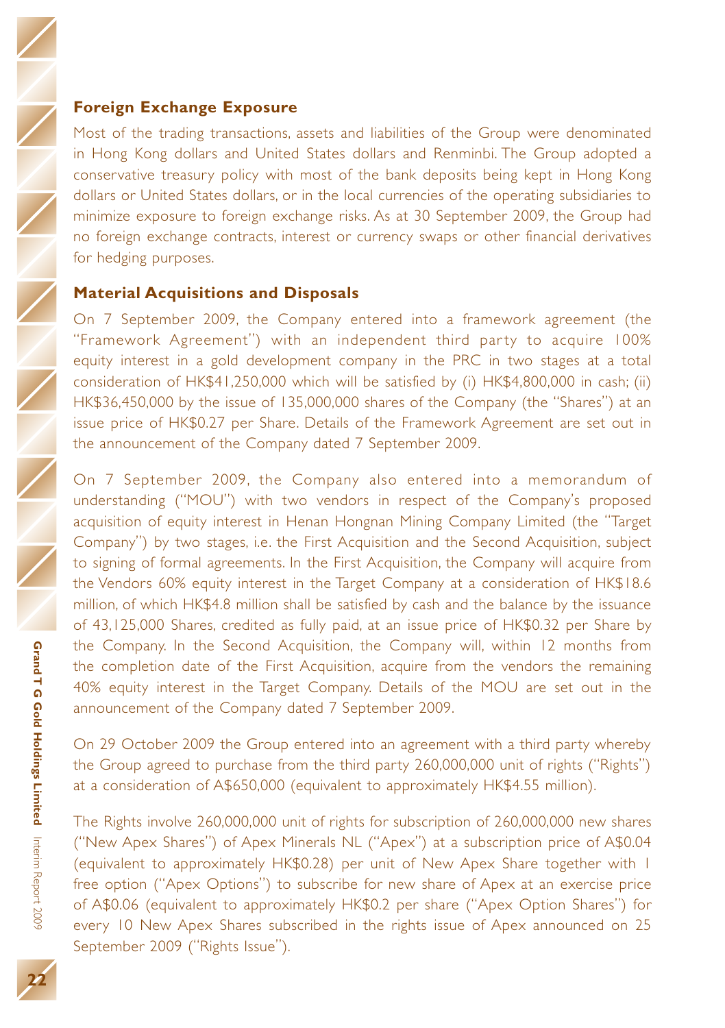## Foreign Exchange Exposure

Most of the trading transactions, assets and liabilities of the Group were denominated in Hong Kong dollars and United States dollars and Renminbi. The Group adopted a conservative treasury policy with most of the bank deposits being kept in Hong Kong dollars or United States dollars, or in the local currencies of the operating subsidiaries to minimize exposure to foreign exchange risks. As at 30 September 2009, the Group had no foreign exchange contracts, interest or currency swaps or other financial derivatives for hedging purposes.

## Material Acquisitions and Disposals

On 7 September 2009, the Company entered into a framework agreement (the "Framework Agreement") with an independent third party to acquire 100% equity interest in a gold development company in the PRC in two stages at a total consideration of HK$41,250,000 which will be satisfied by (i) HK$4,800,000 in cash; (ii) HK$36,450,000 by the issue of 135,000,000 shares of the Company (the "Shares") at an issue price of HK$0.27 per Share. Details of the Framework Agreement are set out in the announcement of the Company dated 7 September 2009.

On 7 September 2009, the Company also entered into a memorandum of understanding ("MOU") with two vendors in respect of the Company's proposed acquisition of equity interest in Henan Hongnan Mining Company Limited (the "Target Company") by two stages, i.e. the First Acquisition and the Second Acquisition, subject to signing of formal agreements. In the First Acquisition, the Company will acquire from the Vendors 60% equity interest in the Target Company at a consideration of HK$18.6 million, of which HK$4.8 million shall be satisfied by cash and the balance by the issuance of 43,125,000 Shares, credited as fully paid, at an issue price of HK$0.32 per Share by the Company. In the Second Acquisition, the Company will, within 12 months from the completion date of the First Acquisition, acquire from the vendors the remaining 40% equity interest in the Target Company. Details of the MOU are set out in the announcement of the Company dated 7 September 2009.

On 29 October 2009 the Group entered into an agreement with a third party whereby the Group agreed to purchase from the third party 260,000,000 unit of rights ("Rights") at a consideration of A$650,000 (equivalent to approximately HK$4.55 million).

The Rights involve 260,000,000 unit of rights for subscription of 260,000,000 new shares ("New Apex Shares") of Apex Minerals NL ("Apex") at a subscription price of A$0.04 (equivalent to approximately HK$0.28) per unit of New Apex Share together with 1 free option ("Apex Options") to subscribe for new share of Apex at an exercise price of A$0.06 (equivalent to approximately HK$0.2 per share ("Apex Option Shares") for every 10 New Apex Shares subscribed in the rights issue of Apex announced on 25 September 2009 ("Rights Issue").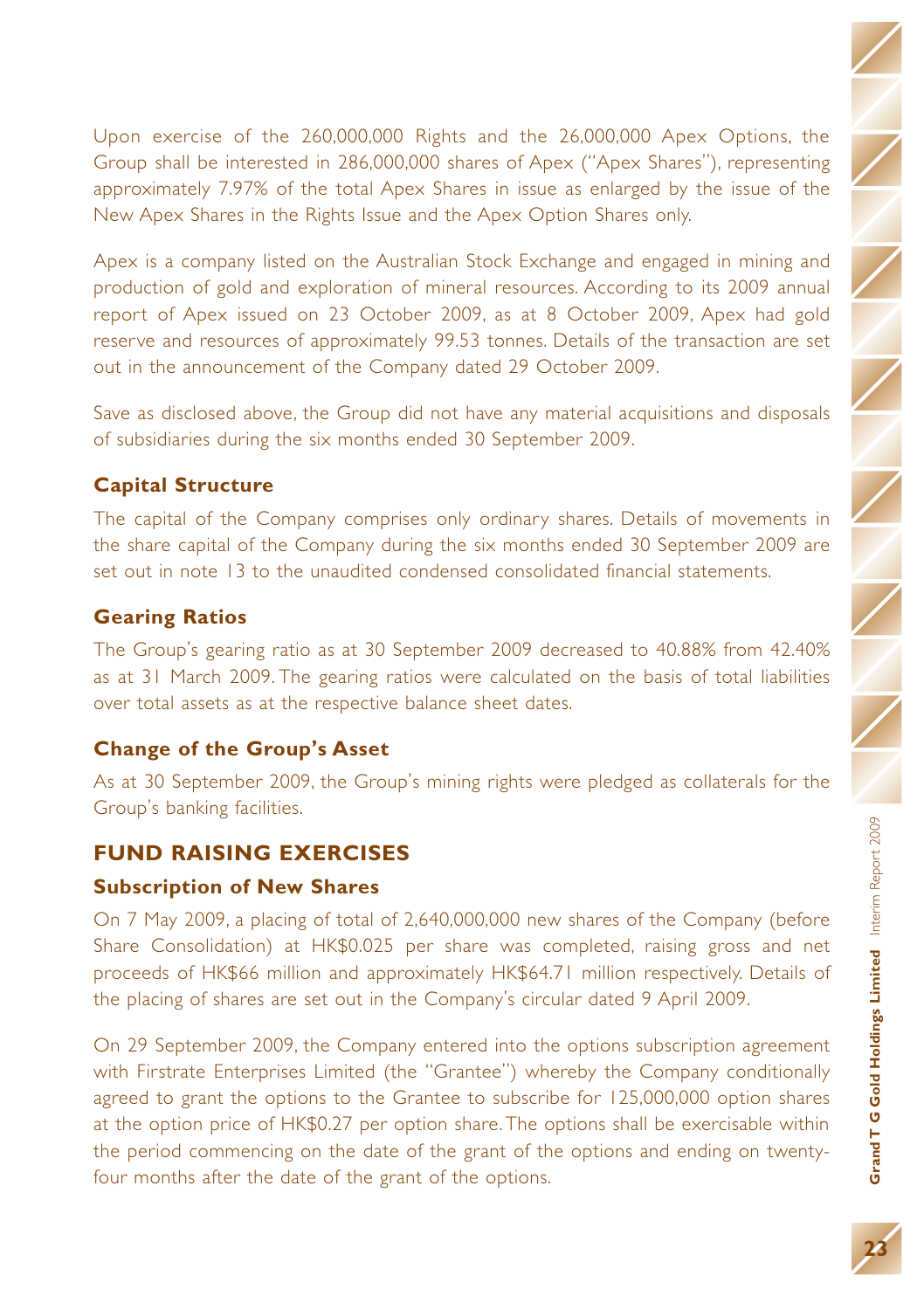Upon exercise of the 260,000,000 Rights and the 26,000,000 Apex Options, the Group shall be interested in 286,000,000 shares of Apex ("Apex Shares"), representing approximately 7.97% of the total Apex Shares in issue as enlarged by the issue of the New Apex Shares in the Rights Issue and the Apex Option Shares only.

Apex is a company listed on the Australian Stock Exchange and engaged in mining and production of gold and exploration of mineral resources. According to its 2009 annual report of Apex issued on 23 October 2009, as at 8 October 2009, Apex had gold reserve and resources of approximately 99.53 tonnes. Details of the transaction are set out in the announcement of the Company dated 29 October 2009.

Save as disclosed above, the Group did not have any material acquisitions and disposals of subsidiaries during the six months ended 30 September 2009.

### Capital Structure

The capital of the Company comprises only ordinary shares. Details of movements in the share capital of the Company during the six months ended 30 September 2009 are set out in note 13 to the unaudited condensed consolidated financial statements.

### Gearing Ratios

The Group's gearing ratio as at 30 September 2009 decreased to 40.88% from 42.40% as at 31 March 2009. The gearing ratios were calculated on the basis of total liabilities over total assets as at the respective balance sheet dates.

### Change of the Group's Asset

As at 30 September 2009, the Group's mining rights were pledged as collaterals for the Group's banking facilities.

## FUND RAISING EXERCISES

### Subscription of New Shares

On 7 May 2009, a placing of total of 2,640,000,000 new shares of the Company (before Share Consolidation) at HK$0.025 per share was completed, raising gross and net proceeds of HK$66 million and approximately HK$64.71 million respectively. Details of the placing of shares are set out in the Company's circular dated 9 April 2009.

On 29 September 2009, the Company entered into the options subscription agreement with Firstrate Enterprises Limited (the "Grantee") whereby the Company conditionally agreed to grant the options to the Grantee to subscribe for 125,000,000 option shares at the option price of HK$0.27 per option share. The options shall be exercisable within the period commencing on the date of the grant of the options and ending on twenty-four months after the date of the grant of the options.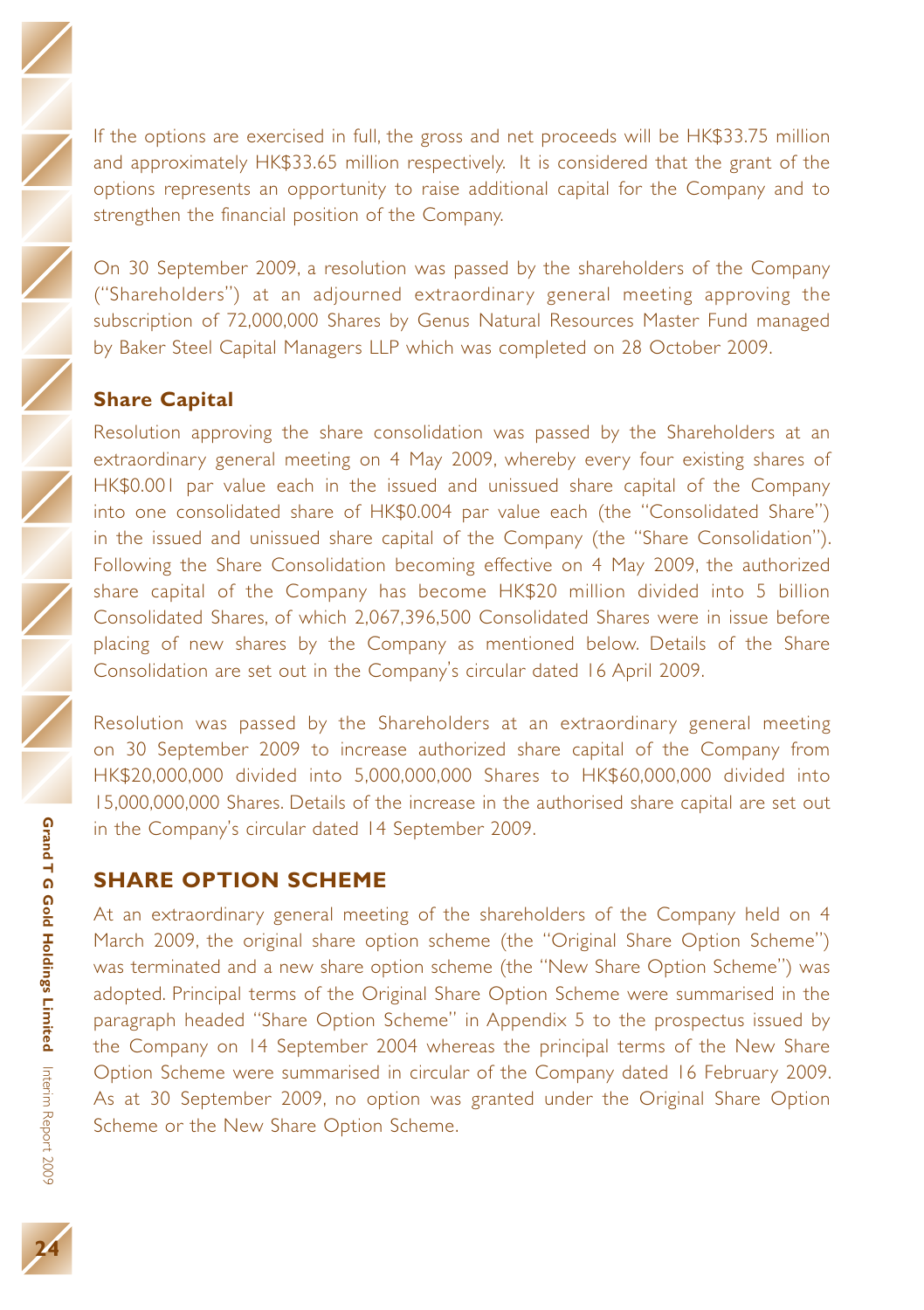If the options are exercised in full, the gross and net proceeds will be HK$33.75 million and approximately HK$33.65 million respectively. It is considered that the grant of the options represents an opportunity to raise additional capital for the Company and to strengthen the financial position of the Company.

On 30 September 2009, a resolution was passed by the shareholders of the Company ("Shareholders") at an adjourned extraordinary general meeting approving the subscription of 72,000,000 Shares by Genus Natural Resources Master Fund managed by Baker Steel Capital Managers LLP which was completed on 28 October 2009.

### Share Capital

Resolution approving the share consolidation was passed by the Shareholders at an extraordinary general meeting on 4 May 2009, whereby every four existing shares of HK$0.001 par value each in the issued and unissued share capital of the Company into one consolidated share of HK$0.004 par value each (the "Consolidated Share") in the issued and unissued share capital of the Company (the "Share Consolidation"). Following the Share Consolidation becoming effective on 4 May 2009, the authorized share capital of the Company has become HK$20 million divided into 5 billion Consolidated Shares, of which 2,067,396,500 Consolidated Shares were in issue before placing of new shares by the Company as mentioned below. Details of the Share Consolidation are set out in the Company's circular dated 16 April 2009.

Resolution was passed by the Shareholders at an extraordinary general meeting on 30 September 2009 to increase authorized share capital of the Company from HK$20,000,000 divided into 5,000,000,000 Shares to HK$60,000,000 divided into 15,000,000,000 Shares. Details of the increase in the authorised share capital are set out in the Company's circular dated 14 September 2009.

## SHARE OPTION SCHEME

At an extraordinary general meeting of the shareholders of the Company held on 4 March 2009, the original share option scheme (the "Original Share Option Scheme") was terminated and a new share option scheme (the "New Share Option Scheme") was adopted. Principal terms of the Original Share Option Scheme were summarised in the paragraph headed "Share Option Scheme" in Appendix 5 to the prospectus issued by the Company on 14 September 2004 whereas the principal terms of the New Share Option Scheme were summarised in circular of the Company dated 16 February 2009. As at 30 September 2009, no option was granted under the Original Share Option Scheme or the New Share Option Scheme.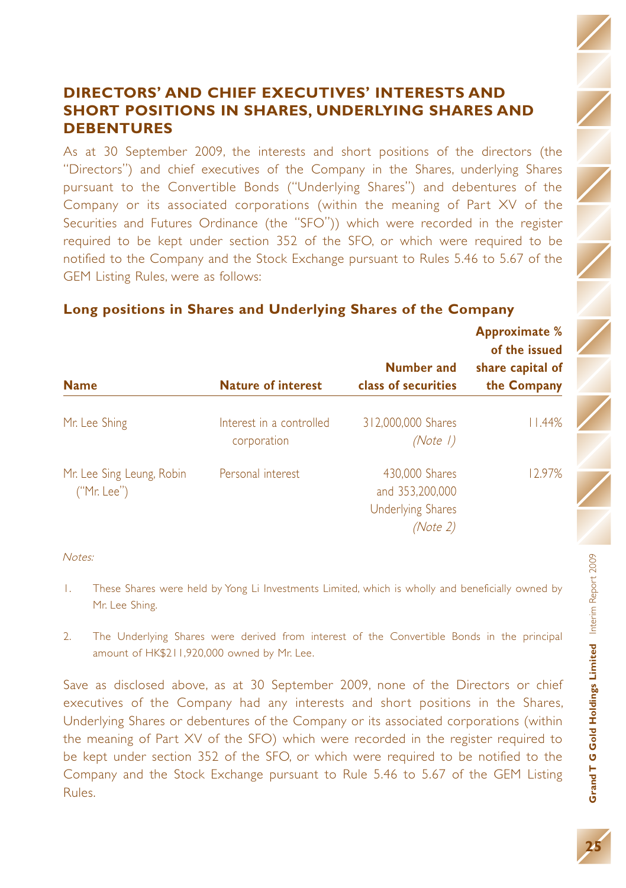## DIRECTORS' AND CHIEF EXECUTIVES' INTERESTS AND SHORT POSITIONS IN SHARES, UNDERLYING SHARES AND DEBENTURES

As at 30 September 2009, the interests and short positions of the directors (the "Directors") and chief executives of the Company in the Shares, underlying Shares pursuant to the Convertible Bonds ("Underlying Shares") and debentures of the Company or its associated corporations (within the meaning of Part XV of the Securities and Futures Ordinance (the "SFO")) which were recorded in the register required to be kept under section 352 of the SFO, or which were required to be notified to the Company and the Stock Exchange pursuant to Rules 5.46 to 5.67 of the GEM Listing Rules, were as follows:

### Long positions in Shares and Underlying Shares of the Company

| Name | Nature of interest | Number and class of securities | Approximate % of the issued share capital of the Company |
|---|---|---|---|
| Mr. Lee Shing | Interest in a controlled corporation | 312,000,000 Shares *(Note 1)* | 11.44% |
| Mr. Lee Sing Leung, Robin ("Mr. Lee") | Personal interest | 430,000 Shares and 353,200,000 Underlying Shares *(Note 2)* | 12.97% |

*Notes:*

1. These Shares were held by Yong Li Investments Limited, which is wholly and beneficially owned by Mr. Lee Shing.

2. The Underlying Shares were derived from interest of the Convertible Bonds in the principal amount of HK$211,920,000 owned by Mr. Lee.

Save as disclosed above, as at 30 September 2009, none of the Directors or chief executives of the Company had any interests and short positions in the Shares, Underlying Shares or debentures of the Company or its associated corporations (within the meaning of Part XV of the SFO) which were recorded in the register required to be kept under section 352 of the SFO, or which were required to be notified to the Company and the Stock Exchange pursuant to Rule 5.46 to 5.67 of the GEM Listing Rules.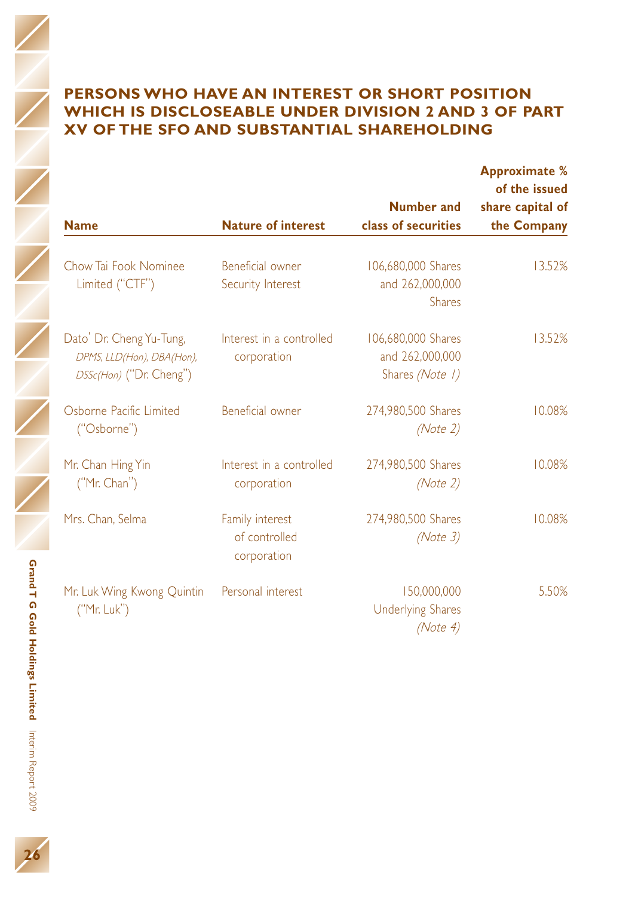## PERSONS WHO HAVE AN INTEREST OR SHORT POSITION WHICH IS DISCLOSEABLE UNDER DIVISION 2 AND 3 OF PART XV OF THE SFO AND SUBSTANTIAL SHAREHOLDING

| Name | Nature of interest | Number and class of securities | Approximate % of the issued share capital of the Company |
|---|---|---|---|
| Chow Tai Fook Nominee Limited ("CTF") | Beneficial owner Security Interest | 106,680,000 Shares and 262,000,000 Shares | 13.52% |
| Dato' Dr. Cheng Yu-Tung, *DPMS, LLD(Hon), DBA(Hon), DSSc(Hon)* ("Dr. Cheng") | Interest in a controlled corporation | 106,680,000 Shares and 262,000,000 Shares *(Note 1)* | 13.52% |
| Osborne Pacific Limited ("Osborne") | Beneficial owner | 274,980,500 Shares *(Note 2)* | 10.08% |
| Mr. Chan Hing Yin ("Mr. Chan") | Interest in a controlled corporation | 274,980,500 Shares *(Note 2)* | 10.08% |
| Mrs. Chan, Selma | Family interest of controlled corporation | 274,980,500 Shares *(Note 3)* | 10.08% |
| Mr. Luk Wing Kwong Quintin ("Mr. Luk") | Personal interest | 150,000,000 Underlying Shares *(Note 4)* | 5.50% |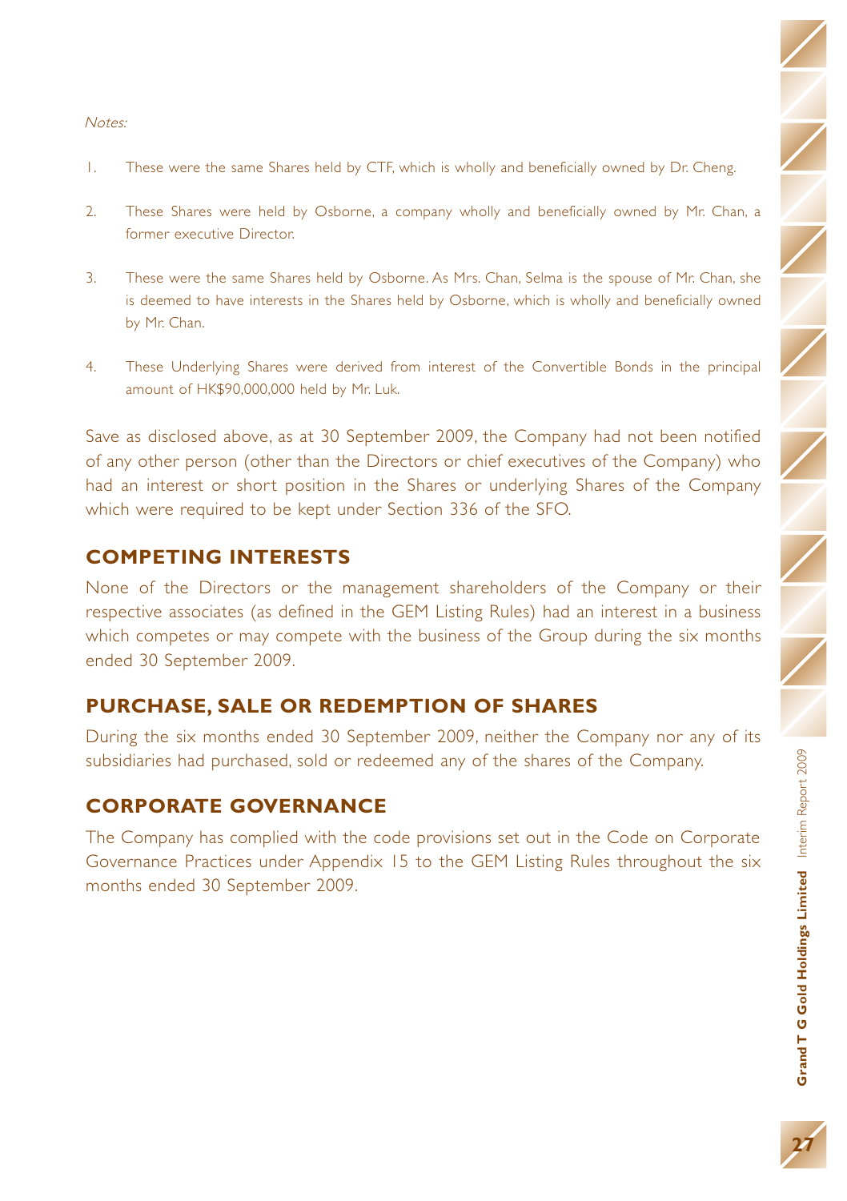*Notes:*

1. These were the same Shares held by CTF, which is wholly and beneficially owned by Dr. Cheng.

2. These Shares were held by Osborne, a company wholly and beneficially owned by Mr. Chan, a former executive Director.

3. These were the same Shares held by Osborne. As Mrs. Chan, Selma is the spouse of Mr. Chan, she is deemed to have interests in the Shares held by Osborne, which is wholly and beneficially owned by Mr. Chan.

4. These Underlying Shares were derived from interest of the Convertible Bonds in the principal amount of HK$90,000,000 held by Mr. Luk.

Save as disclosed above, as at 30 September 2009, the Company had not been notified of any other person (other than the Directors or chief executives of the Company) who had an interest or short position in the Shares or underlying Shares of the Company which were required to be kept under Section 336 of the SFO.

## COMPETING INTERESTS

None of the Directors or the management shareholders of the Company or their respective associates (as defined in the GEM Listing Rules) had an interest in a business which competes or may compete with the business of the Group during the six months ended 30 September 2009.

## PURCHASE, SALE OR REDEMPTION OF SHARES

During the six months ended 30 September 2009, neither the Company nor any of its subsidiaries had purchased, sold or redeemed any of the shares of the Company.

## CORPORATE GOVERNANCE

The Company has complied with the code provisions set out in the Code on Corporate Governance Practices under Appendix 15 to the GEM Listing Rules throughout the six months ended 30 September 2009.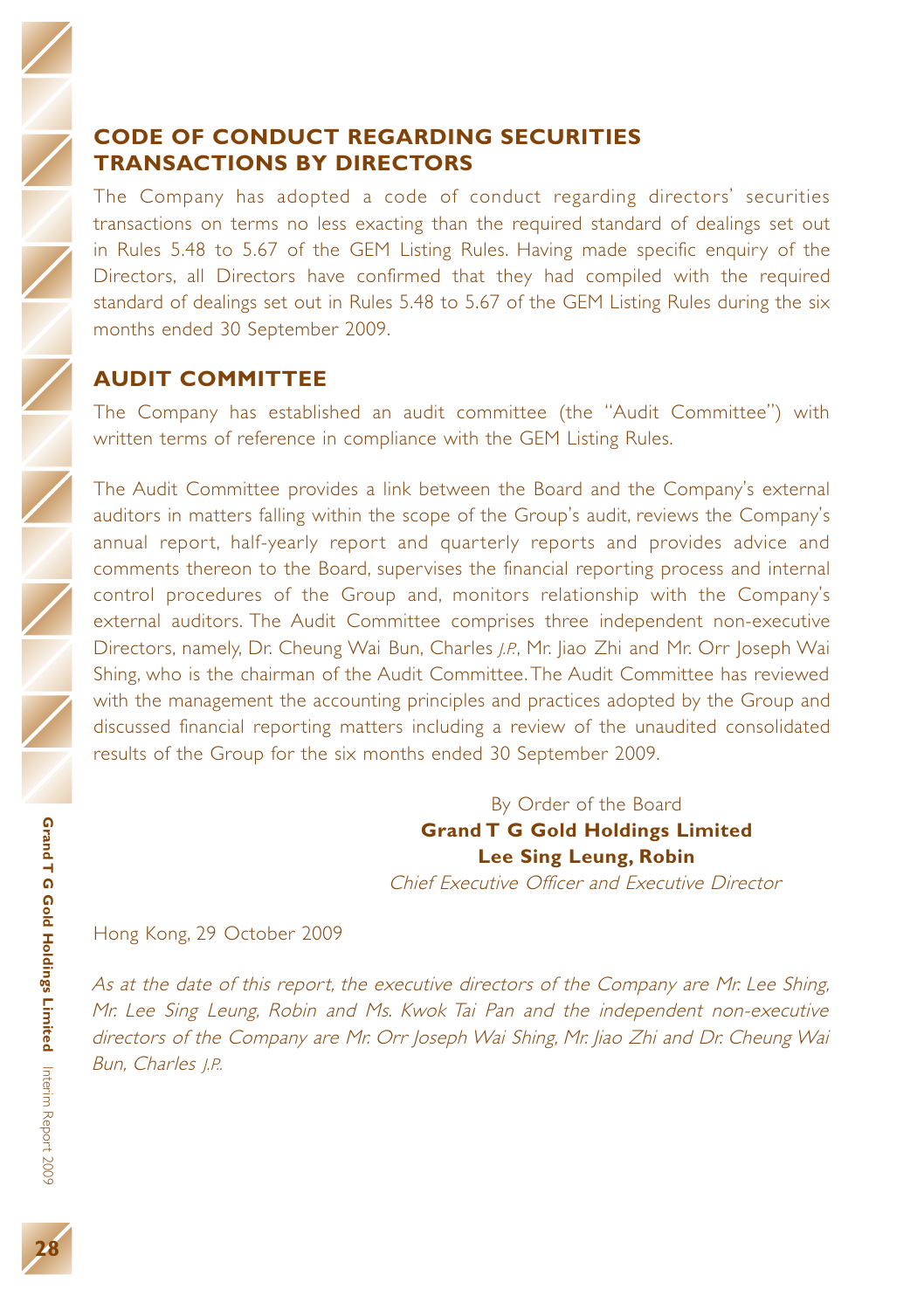## CODE OF CONDUCT REGARDING SECURITIES TRANSACTIONS BY DIRECTORS

The Company has adopted a code of conduct regarding directors' securities transactions on terms no less exacting than the required standard of dealings set out in Rules 5.48 to 5.67 of the GEM Listing Rules. Having made specific enquiry of the Directors, all Directors have confirmed that they had compiled with the required standard of dealings set out in Rules 5.48 to 5.67 of the GEM Listing Rules during the six months ended 30 September 2009.

## AUDIT COMMITTEE

The Company has established an audit committee (the "Audit Committee") with written terms of reference in compliance with the GEM Listing Rules.

The Audit Committee provides a link between the Board and the Company's external auditors in matters falling within the scope of the Group's audit, reviews the Company's annual report, half-yearly report and quarterly reports and provides advice and comments thereon to the Board, supervises the financial reporting process and internal control procedures of the Group and, monitors relationship with the Company's external auditors. The Audit Committee comprises three independent non-executive Directors, namely, Dr. Cheung Wai Bun, Charles *J.P.*, Mr. Jiao Zhi and Mr. Orr Joseph Wai Shing, who is the chairman of the Audit Committee. The Audit Committee has reviewed with the management the accounting principles and practices adopted by the Group and discussed financial reporting matters including a review of the unaudited consolidated results of the Group for the six months ended 30 September 2009.

By Order of the Board
**Grand T G Gold Holdings Limited**
**Lee Sing Leung, Robin**
*Chief Executive Officer and Executive Director*

Hong Kong, 29 October 2009

*As at the date of this report, the executive directors of the Company are Mr. Lee Shing, Mr. Lee Sing Leung, Robin and Ms. Kwok Tai Pan and the independent non-executive directors of the Company are Mr. Orr Joseph Wai Shing, Mr. Jiao Zhi and Dr. Cheung Wai Bun, Charles J.P.*